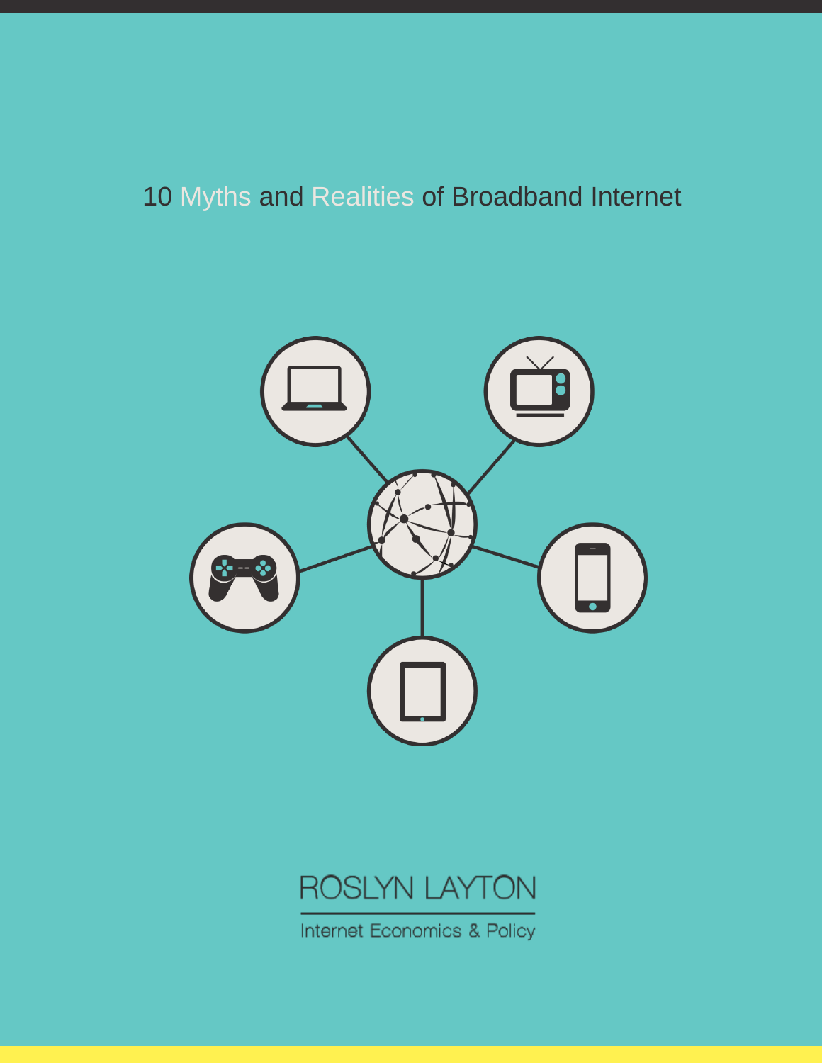# 10 Myths and Realities of Broadband Internet

ROSLYN LAYTON

Internet Economics & Policy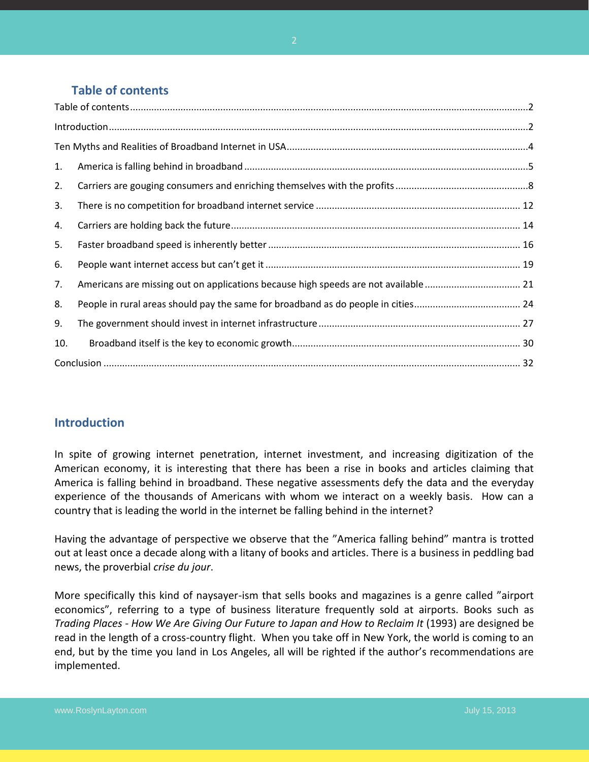## Table of contents

Table of contents....2

Introduction....2

Ten Myths and Realities of Broadband Internet in USA....4

1. America is falling behind in broadband....5
2. Carriers are gouging consumers and enriching themselves with the profits....8
3. There is no competition for broadband internet service.... 12
4. Carriers are holding back the future.... 14
5. Faster broadband speed is inherently better.... 16
6. People want internet access but can't get it.... 19
7. Americans are missing out on applications because high speeds are not available.... 21
8. People in rural areas should pay the same for broadband as do people in cities.... 24
9. The government should invest in internet infrastructure.... 27
10. Broadband itself is the key to economic growth.... 30

Conclusion.... 32

## Introduction

In spite of growing internet penetration, internet investment, and increasing digitization of the American economy, it is interesting that there has been a rise in books and articles claiming that America is falling behind in broadband. These negative assessments defy the data and the everyday experience of the thousands of Americans with whom we interact on a weekly basis. How can a country that is leading the world in the internet be falling behind in the internet?

Having the advantage of perspective we observe that the "America falling behind" mantra is trotted out at least once a decade along with a litany of books and articles. There is a business in peddling bad news, the proverbial *crise du jour*.

More specifically this kind of naysayer-ism that sells books and magazines is a genre called "airport economics", referring to a type of business literature frequently sold at airports. Books such as *Trading Places - How We Are Giving Our Future to Japan and How to Reclaim It* (1993) are designed be read in the length of a cross-country flight. When you take off in New York, the world is coming to an end, but by the time you land in Los Angeles, all will be righted if the author's recommendations are implemented.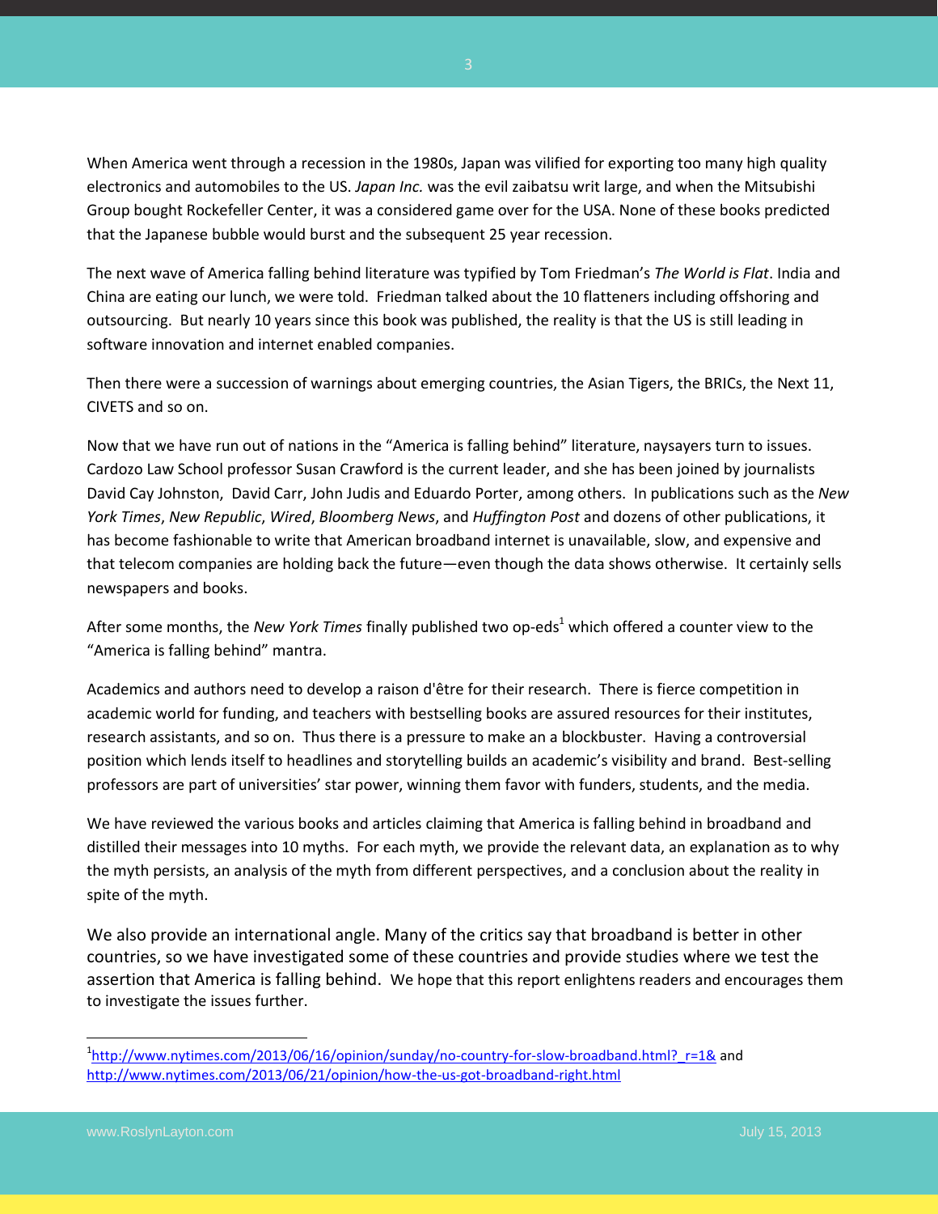When America went through a recession in the 1980s, Japan was vilified for exporting too many high quality electronics and automobiles to the US. *Japan Inc.* was the evil zaibatsu writ large, and when the Mitsubishi Group bought Rockefeller Center, it was a considered game over for the USA. None of these books predicted that the Japanese bubble would burst and the subsequent 25 year recession.

The next wave of America falling behind literature was typified by Tom Friedman's *The World is Flat*. India and China are eating our lunch, we were told. Friedman talked about the 10 flatteners including offshoring and outsourcing. But nearly 10 years since this book was published, the reality is that the US is still leading in software innovation and internet enabled companies.

Then there were a succession of warnings about emerging countries, the Asian Tigers, the BRICs, the Next 11, CIVETS and so on.

Now that we have run out of nations in the "America is falling behind" literature, naysayers turn to issues. Cardozo Law School professor Susan Crawford is the current leader, and she has been joined by journalists David Cay Johnston, David Carr, John Judis and Eduardo Porter, among others. In publications such as the *New York Times*, *New Republic*, *Wired*, *Bloomberg News*, and *Huffington Post* and dozens of other publications, it has become fashionable to write that American broadband internet is unavailable, slow, and expensive and that telecom companies are holding back the future—even though the data shows otherwise. It certainly sells newspapers and books.

After some months, the *New York Times* finally published two op-eds[1] which offered a counter view to the "America is falling behind" mantra.

Academics and authors need to develop a raison d'être for their research. There is fierce competition in academic world for funding, and teachers with bestselling books are assured resources for their institutes, research assistants, and so on. Thus there is a pressure to make an a blockbuster. Having a controversial position which lends itself to headlines and storytelling builds an academic's visibility and brand. Best-selling professors are part of universities' star power, winning them favor with funders, students, and the media.

We have reviewed the various books and articles claiming that America is falling behind in broadband and distilled their messages into 10 myths. For each myth, we provide the relevant data, an explanation as to why the myth persists, an analysis of the myth from different perspectives, and a conclusion about the reality in spite of the myth.

We also provide an international angle. Many of the critics say that broadband is better in other countries, so we have investigated some of these countries and provide studies where we test the assertion that America is falling behind. We hope that this report enlightens readers and encourages them to investigate the issues further.

---

[1] http://www.nytimes.com/2013/06/16/opinion/sunday/no-country-for-slow-broadband.html?_r=1& and http://www.nytimes.com/2013/06/21/opinion/how-the-us-got-broadband-right.html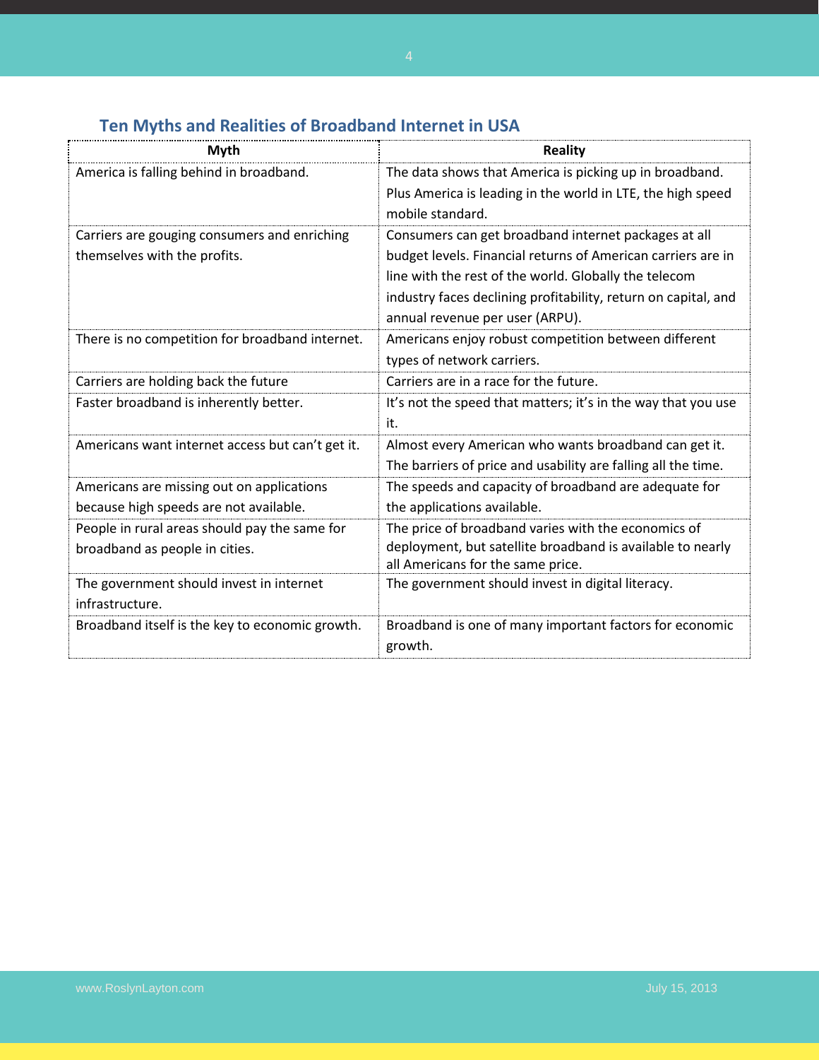## Ten Myths and Realities of Broadband Internet in USA

| Myth | Reality |
|---|---|
| America is falling behind in broadband. | The data shows that America is picking up in broadband. Plus America is leading in the world in LTE, the high speed mobile standard. |
| Carriers are gouging consumers and enriching themselves with the profits. | Consumers can get broadband internet packages at all budget levels. Financial returns of American carriers are in line with the rest of the world. Globally the telecom industry faces declining profitability, return on capital, and annual revenue per user (ARPU). |
| There is no competition for broadband internet. | Americans enjoy robust competition between different types of network carriers. |
| Carriers are holding back the future | Carriers are in a race for the future. |
| Faster broadband is inherently better. | It's not the speed that matters; it's in the way that you use it. |
| Americans want internet access but can't get it. | Almost every American who wants broadband can get it. The barriers of price and usability are falling all the time. |
| Americans are missing out on applications because high speeds are not available. | The speeds and capacity of broadband are adequate for the applications available. |
| People in rural areas should pay the same for broadband as people in cities. | The price of broadband varies with the economics of deployment, but satellite broadband is available to nearly all Americans for the same price. |
| The government should invest in internet infrastructure. | The government should invest in digital literacy. |
| Broadband itself is the key to economic growth. | Broadband is one of many important factors for economic growth. |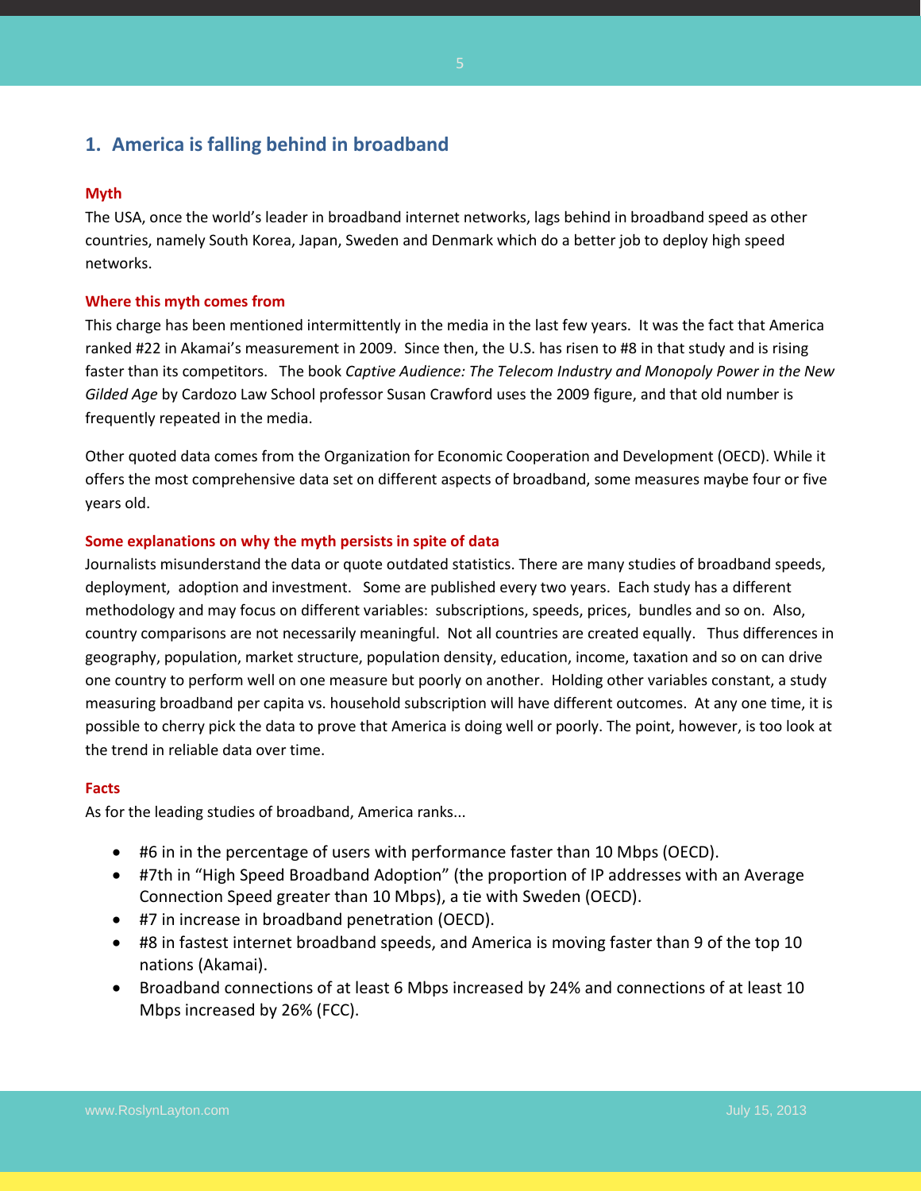## 1. America is falling behind in broadband

#### Myth

The USA, once the world's leader in broadband internet networks, lags behind in broadband speed as other countries, namely South Korea, Japan, Sweden and Denmark which do a better job to deploy high speed networks.

#### Where this myth comes from

This charge has been mentioned intermittently in the media in the last few years. It was the fact that America ranked #22 in Akamai's measurement in 2009. Since then, the U.S. has risen to #8 in that study and is rising faster than its competitors. The book *Captive Audience: The Telecom Industry and Monopoly Power in the New Gilded Age* by Cardozo Law School professor Susan Crawford uses the 2009 figure, and that old number is frequently repeated in the media.

Other quoted data comes from the Organization for Economic Cooperation and Development (OECD). While it offers the most comprehensive data set on different aspects of broadband, some measures maybe four or five years old.

#### Some explanations on why the myth persists in spite of data

Journalists misunderstand the data or quote outdated statistics. There are many studies of broadband speeds, deployment, adoption and investment. Some are published every two years. Each study has a different methodology and may focus on different variables: subscriptions, speeds, prices, bundles and so on. Also, country comparisons are not necessarily meaningful. Not all countries are created equally. Thus differences in geography, population, market structure, population density, education, income, taxation and so on can drive one country to perform well on one measure but poorly on another. Holding other variables constant, a study measuring broadband per capita vs. household subscription will have different outcomes. At any one time, it is possible to cherry pick the data to prove that America is doing well or poorly. The point, however, is too look at the trend in reliable data over time.

#### Facts

As for the leading studies of broadband, America ranks...

- #6 in in the percentage of users with performance faster than 10 Mbps (OECD).
- #7th in "High Speed Broadband Adoption" (the proportion of IP addresses with an Average Connection Speed greater than 10 Mbps), a tie with Sweden (OECD).
- #7 in increase in broadband penetration (OECD).
- #8 in fastest internet broadband speeds, and America is moving faster than 9 of the top 10 nations (Akamai).
- Broadband connections of at least 6 Mbps increased by 24% and connections of at least 10 Mbps increased by 26% (FCC).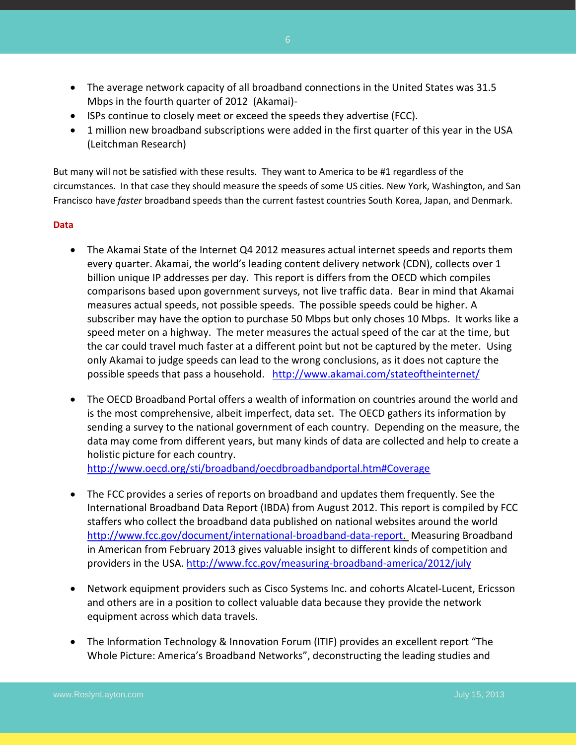- The average network capacity of all broadband connections in the United States was 31.5 Mbps in the fourth quarter of 2012 (Akamai)-
- ISPs continue to closely meet or exceed the speeds they advertise (FCC).
- 1 million new broadband subscriptions were added in the first quarter of this year in the USA (Leitchman Research)

But many will not be satisfied with these results. They want to America to be #1 regardless of the circumstances. In that case they should measure the speeds of some US cities. New York, Washington, and San Francisco have *faster* broadband speeds than the current fastest countries South Korea, Japan, and Denmark.

**Data**

- The Akamai State of the Internet Q4 2012 measures actual internet speeds and reports them every quarter. Akamai, the world's leading content delivery network (CDN), collects over 1 billion unique IP addresses per day. This report is differs from the OECD which compiles comparisons based upon government surveys, not live traffic data. Bear in mind that Akamai measures actual speeds, not possible speeds. The possible speeds could be higher. A subscriber may have the option to purchase 50 Mbps but only choses 10 Mbps. It works like a speed meter on a highway. The meter measures the actual speed of the car at the time, but the car could travel much faster at a different point but not be captured by the meter. Using only Akamai to judge speeds can lead to the wrong conclusions, as it does not capture the possible speeds that pass a household. http://www.akamai.com/stateoftheinternet/

- The OECD Broadband Portal offers a wealth of information on countries around the world and is the most comprehensive, albeit imperfect, data set. The OECD gathers its information by sending a survey to the national government of each country. Depending on the measure, the data may come from different years, but many kinds of data are collected and help to create a holistic picture for each country.
http://www.oecd.org/sti/broadband/oecdbroadbandportal.htm#Coverage

- The FCC provides a series of reports on broadband and updates them frequently. See the International Broadband Data Report (IBDA) from August 2012. This report is compiled by FCC staffers who collect the broadband data published on national websites around the world http://www.fcc.gov/document/international-broadband-data-report. Measuring Broadband in American from February 2013 gives valuable insight to different kinds of competition and providers in the USA. http://www.fcc.gov/measuring-broadband-america/2012/july

- Network equipment providers such as Cisco Systems Inc. and cohorts Alcatel-Lucent, Ericsson and others are in a position to collect valuable data because they provide the network equipment across which data travels.

- The Information Technology & Innovation Forum (ITIF) provides an excellent report "The Whole Picture: America's Broadband Networks", deconstructing the leading studies and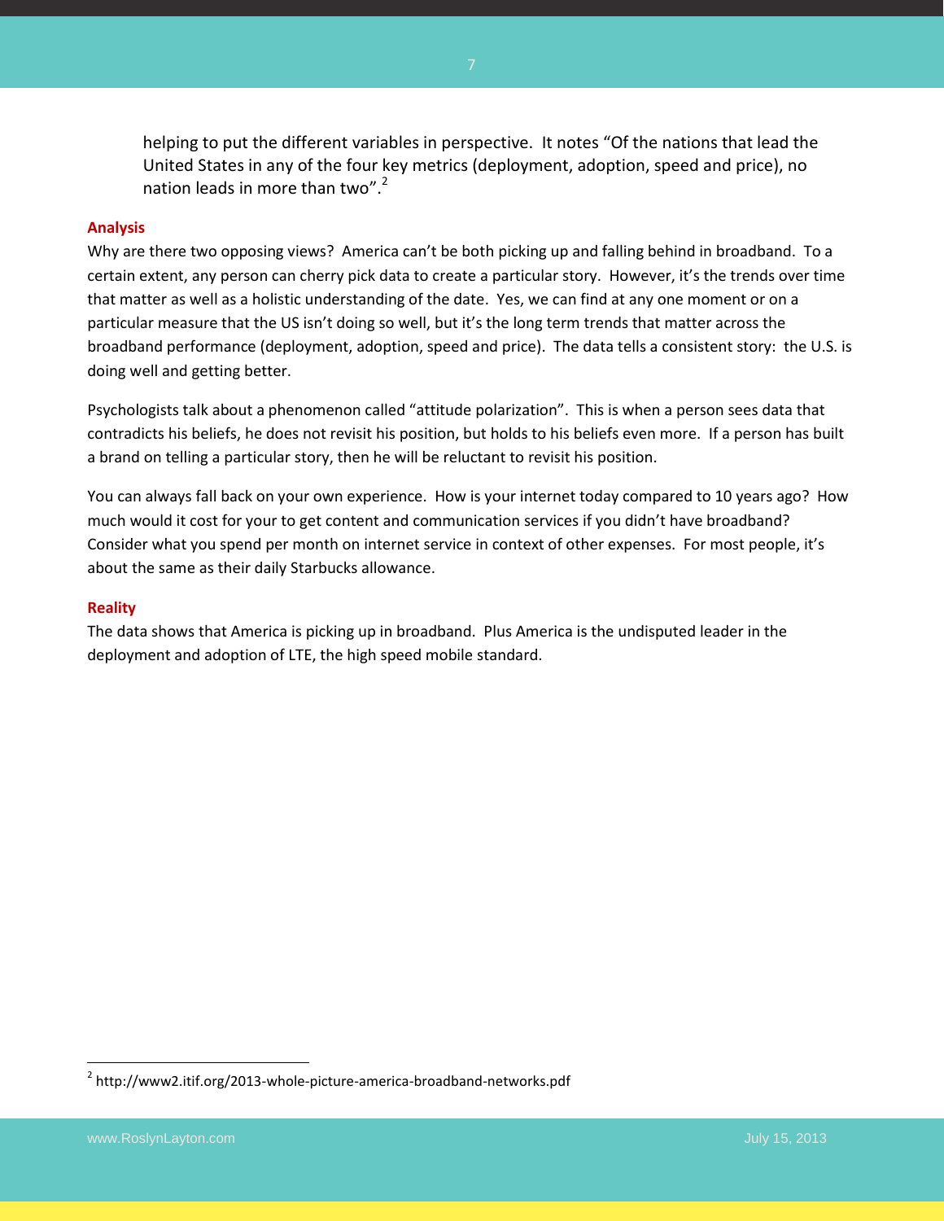helping to put the different variables in perspective. It notes "Of the nations that lead the United States in any of the four key metrics (deployment, adoption, speed and price), no nation leads in more than two".[2]

**Analysis**

Why are there two opposing views? America can't be both picking up and falling behind in broadband. To a certain extent, any person can cherry pick data to create a particular story. However, it's the trends over time that matter as well as a holistic understanding of the date. Yes, we can find at any one moment or on a particular measure that the US isn't doing so well, but it's the long term trends that matter across the broadband performance (deployment, adoption, speed and price). The data tells a consistent story: the U.S. is doing well and getting better.

Psychologists talk about a phenomenon called "attitude polarization". This is when a person sees data that contradicts his beliefs, he does not revisit his position, but holds to his beliefs even more. If a person has built a brand on telling a particular story, then he will be reluctant to revisit his position.

You can always fall back on your own experience. How is your internet today compared to 10 years ago? How much would it cost for your to get content and communication services if you didn't have broadband? Consider what you spend per month on internet service in context of other expenses. For most people, it's about the same as their daily Starbucks allowance.

**Reality**

The data shows that America is picking up in broadband. Plus America is the undisputed leader in the deployment and adoption of LTE, the high speed mobile standard.

[2] http://www2.itif.org/2013-whole-picture-america-broadband-networks.pdf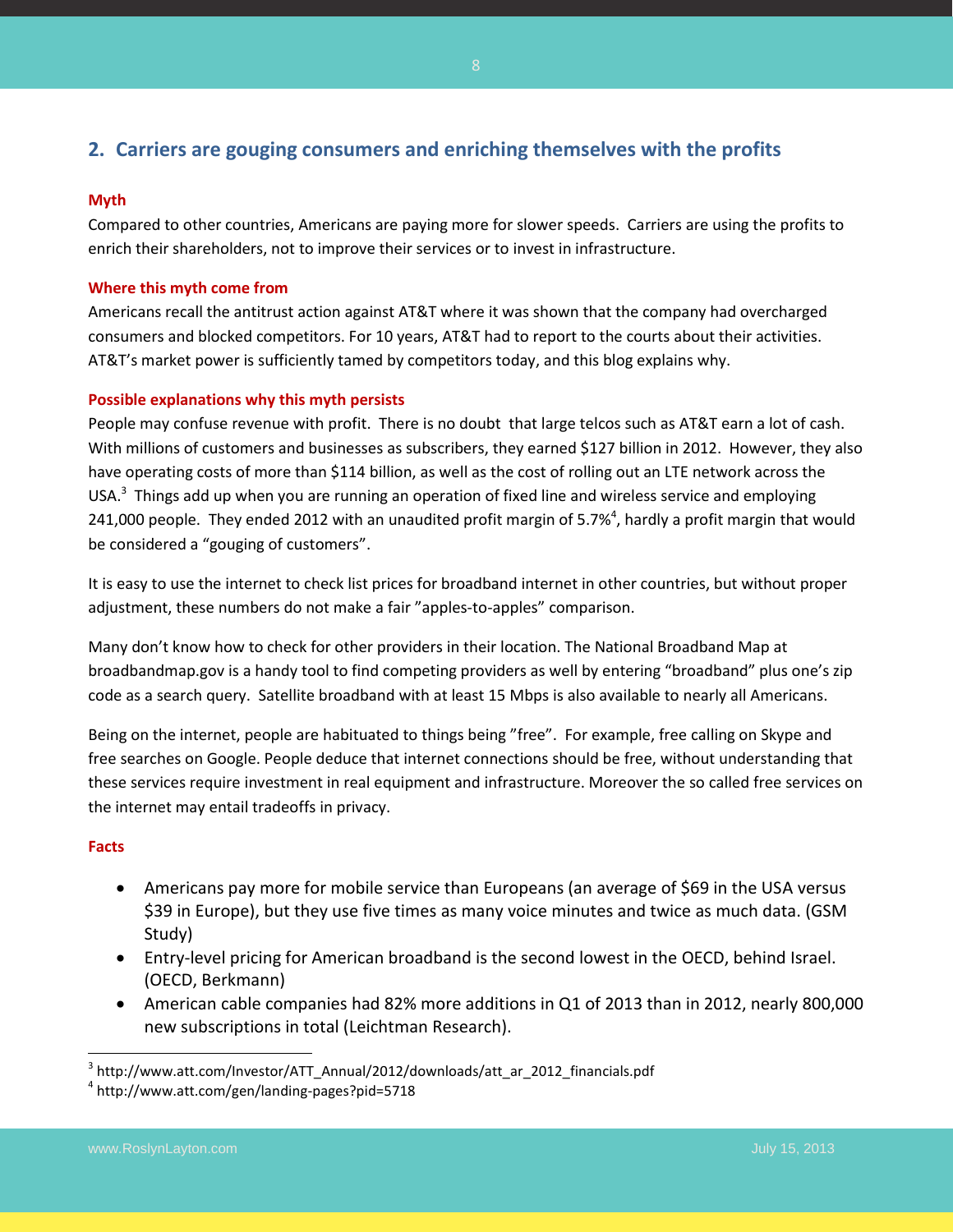## 2. Carriers are gouging consumers and enriching themselves with the profits

**Myth**

Compared to other countries, Americans are paying more for slower speeds. Carriers are using the profits to enrich their shareholders, not to improve their services or to invest in infrastructure.

**Where this myth come from**

Americans recall the antitrust action against AT&T where it was shown that the company had overcharged consumers and blocked competitors. For 10 years, AT&T had to report to the courts about their activities. AT&T's market power is sufficiently tamed by competitors today, and this blog explains why.

**Possible explanations why this myth persists**

People may confuse revenue with profit. There is no doubt that large telcos such as AT&T earn a lot of cash. With millions of customers and businesses as subscribers, they earned $127 billion in 2012. However, they also have operating costs of more than $114 billion, as well as the cost of rolling out an LTE network across the USA.[3] Things add up when you are running an operation of fixed line and wireless service and employing 241,000 people. They ended 2012 with an unaudited profit margin of 5.7%[4], hardly a profit margin that would be considered a "gouging of customers".

It is easy to use the internet to check list prices for broadband internet in other countries, but without proper adjustment, these numbers do not make a fair "apples-to-apples" comparison.

Many don't know how to check for other providers in their location. The National Broadband Map at broadbandmap.gov is a handy tool to find competing providers as well by entering "broadband" plus one's zip code as a search query. Satellite broadband with at least 15 Mbps is also available to nearly all Americans.

Being on the internet, people are habituated to things being "free". For example, free calling on Skype and free searches on Google. People deduce that internet connections should be free, without understanding that these services require investment in real equipment and infrastructure. Moreover the so called free services on the internet may entail tradeoffs in privacy.

**Facts**

- Americans pay more for mobile service than Europeans (an average of $69 in the USA versus $39 in Europe), but they use five times as many voice minutes and twice as much data. (GSM Study)
- Entry-level pricing for American broadband is the second lowest in the OECD, behind Israel. (OECD, Berkmann)
- American cable companies had 82% more additions in Q1 of 2013 than in 2012, nearly 800,000 new subscriptions in total (Leichtman Research).

---

[3] http://www.att.com/Investor/ATT_Annual/2012/downloads/att_ar_2012_financials.pdf

[4] http://www.att.com/gen/landing-pages?pid=5718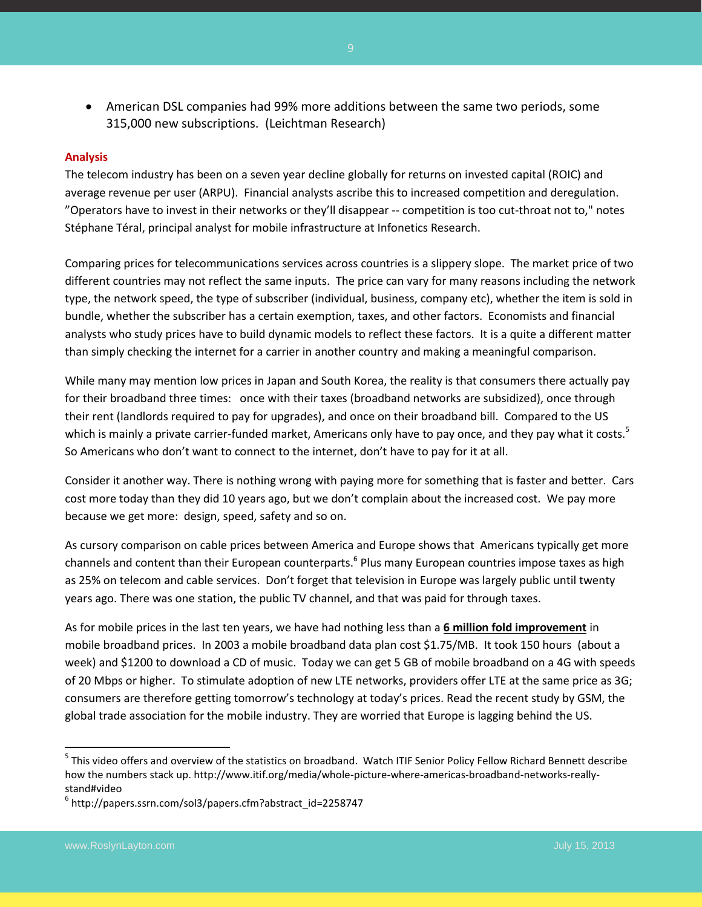- American DSL companies had 99% more additions between the same two periods, some 315,000 new subscriptions. (Leichtman Research)

**Analysis**

The telecom industry has been on a seven year decline globally for returns on invested capital (ROIC) and average revenue per user (ARPU). Financial analysts ascribe this to increased competition and deregulation. "Operators have to invest in their networks or they'll disappear -- competition is too cut-throat not to," notes Stéphane Téral, principal analyst for mobile infrastructure at Infonetics Research.

Comparing prices for telecommunications services across countries is a slippery slope. The market price of two different countries may not reflect the same inputs. The price can vary for many reasons including the network type, the network speed, the type of subscriber (individual, business, company etc), whether the item is sold in bundle, whether the subscriber has a certain exemption, taxes, and other factors. Economists and financial analysts who study prices have to build dynamic models to reflect these factors. It is a quite a different matter than simply checking the internet for a carrier in another country and making a meaningful comparison.

While many may mention low prices in Japan and South Korea, the reality is that consumers there actually pay for their broadband three times: once with their taxes (broadband networks are subsidized), once through their rent (landlords required to pay for upgrades), and once on their broadband bill. Compared to the US which is mainly a private carrier-funded market, Americans only have to pay once, and they pay what it costs.[5] So Americans who don't want to connect to the internet, don't have to pay for it at all.

Consider it another way. There is nothing wrong with paying more for something that is faster and better. Cars cost more today than they did 10 years ago, but we don't complain about the increased cost. We pay more because we get more: design, speed, safety and so on.

As cursory comparison on cable prices between America and Europe shows that Americans typically get more channels and content than their European counterparts.[6] Plus many European countries impose taxes as high as 25% on telecom and cable services. Don't forget that television in Europe was largely public until twenty years ago. There was one station, the public TV channel, and that was paid for through taxes.

As for mobile prices in the last ten years, we have had nothing less than a **6 million fold improvement** in mobile broadband prices. In 2003 a mobile broadband data plan cost $1.75/MB. It took 150 hours (about a week) and $1200 to download a CD of music. Today we can get 5 GB of mobile broadband on a 4G with speeds of 20 Mbps or higher. To stimulate adoption of new LTE networks, providers offer LTE at the same price as 3G; consumers are therefore getting tomorrow's technology at today's prices. Read the recent study by GSM, the global trade association for the mobile industry. They are worried that Europe is lagging behind the US.

---

[5] This video offers and overview of the statistics on broadband. Watch ITIF Senior Policy Fellow Richard Bennett describe how the numbers stack up. http://www.itif.org/media/whole-picture-where-americas-broadband-networks-really-stand#video

[6] http://papers.ssrn.com/sol3/papers.cfm?abstract_id=2258747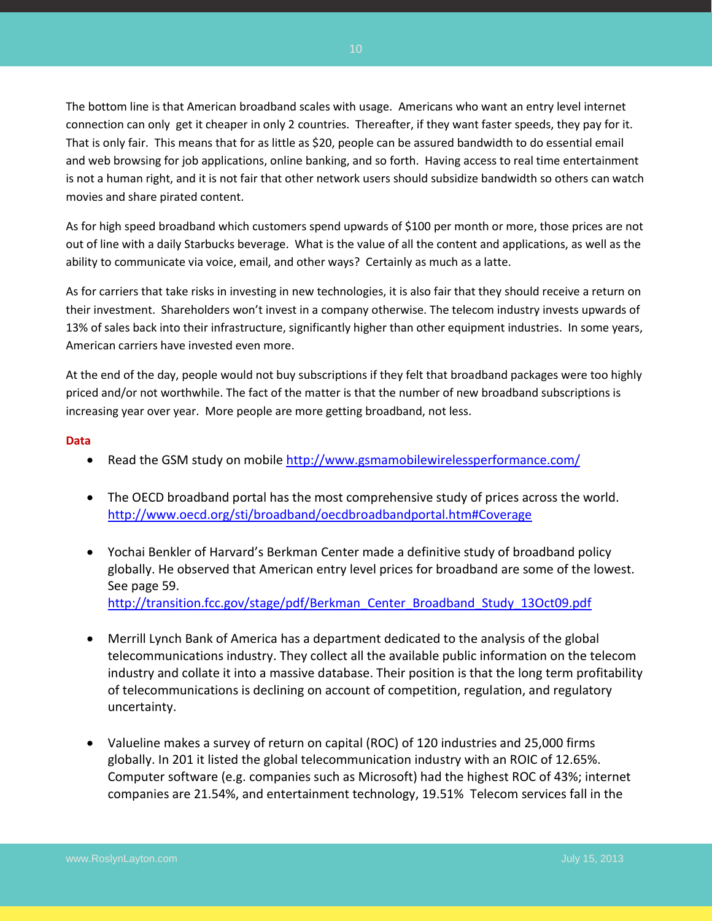The bottom line is that American broadband scales with usage. Americans who want an entry level internet connection can only get it cheaper in only 2 countries. Thereafter, if they want faster speeds, they pay for it. That is only fair. This means that for as little as $20, people can be assured bandwidth to do essential email and web browsing for job applications, online banking, and so forth. Having access to real time entertainment is not a human right, and it is not fair that other network users should subsidize bandwidth so others can watch movies and share pirated content.

As for high speed broadband which customers spend upwards of $100 per month or more, those prices are not out of line with a daily Starbucks beverage. What is the value of all the content and applications, as well as the ability to communicate via voice, email, and other ways? Certainly as much as a latte.

As for carriers that take risks in investing in new technologies, it is also fair that they should receive a return on their investment. Shareholders won't invest in a company otherwise. The telecom industry invests upwards of 13% of sales back into their infrastructure, significantly higher than other equipment industries. In some years, American carriers have invested even more.

At the end of the day, people would not buy subscriptions if they felt that broadband packages were too highly priced and/or not worthwhile. The fact of the matter is that the number of new broadband subscriptions is increasing year over year. More people are more getting broadband, not less.

**Data**

- Read the GSM study on mobile http://www.gsmamobilewirelessperformance.com/
- The OECD broadband portal has the most comprehensive study of prices across the world. http://www.oecd.org/sti/broadband/oecdbroadbandportal.htm#Coverage
- Yochai Benkler of Harvard's Berkman Center made a definitive study of broadband policy globally. He observed that American entry level prices for broadband are some of the lowest. See page 59. http://transition.fcc.gov/stage/pdf/Berkman_Center_Broadband_Study_13Oct09.pdf
- Merrill Lynch Bank of America has a department dedicated to the analysis of the global telecommunications industry. They collect all the available public information on the telecom industry and collate it into a massive database. Their position is that the long term profitability of telecommunications is declining on account of competition, regulation, and regulatory uncertainty.
- Valueline makes a survey of return on capital (ROC) of 120 industries and 25,000 firms globally. In 201 it listed the global telecommunication industry with an ROIC of 12.65%. Computer software (e.g. companies such as Microsoft) had the highest ROC of 43%; internet companies are 21.54%, and entertainment technology, 19.51% Telecom services fall in the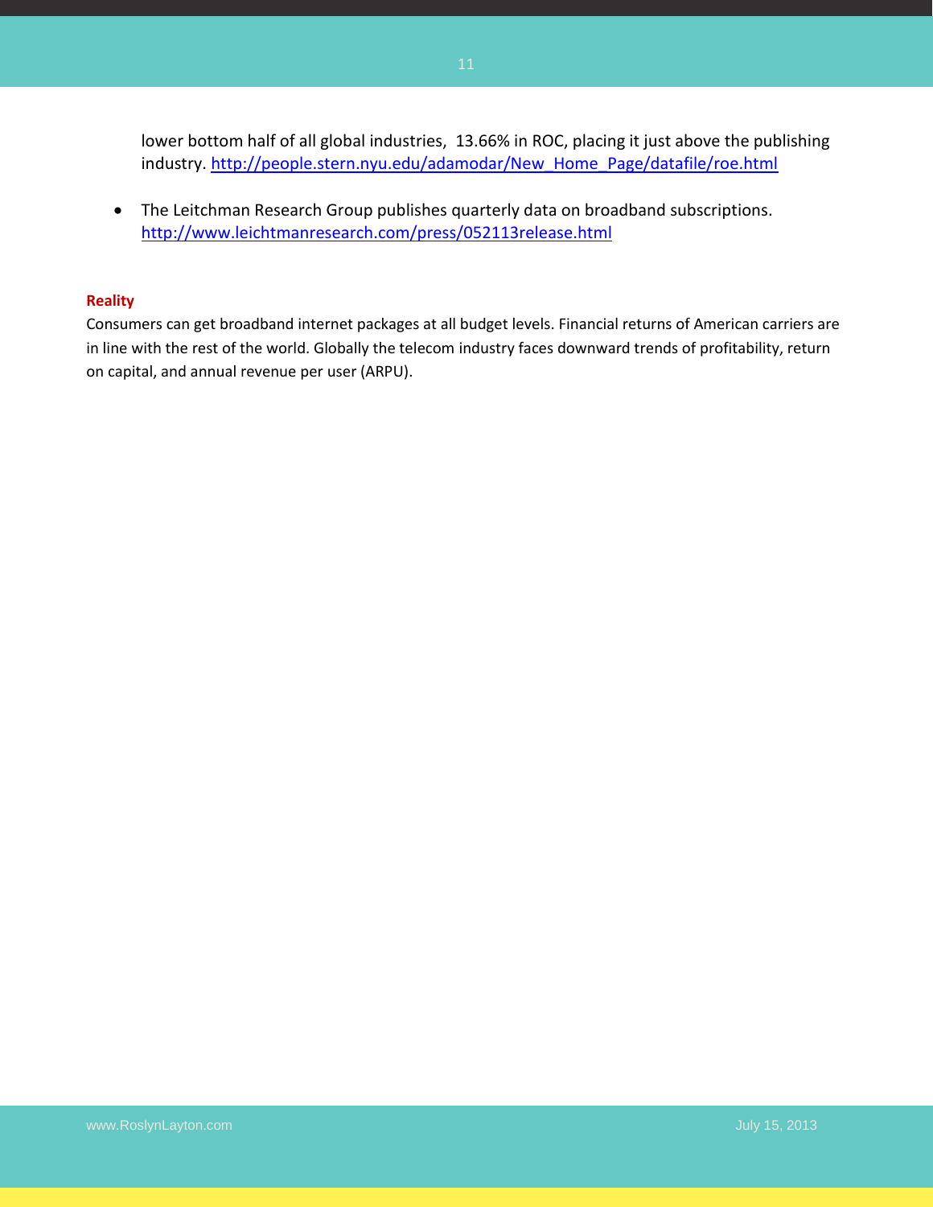lower bottom half of all global industries, 13.66% in ROC, placing it just above the publishing industry. [http://people.stern.nyu.edu/adamodar/New_Home_Page/datafile/roe.html](http://people.stern.nyu.edu/adamodar/New_Home_Page/datafile/roe.html)

- The Leitchman Research Group publishes quarterly data on broadband subscriptions. [http://www.leichtmanresearch.com/press/052113release.html](http://www.leichtmanresearch.com/press/052113release.html)

**Reality**

Consumers can get broadband internet packages at all budget levels. Financial returns of American carriers are in line with the rest of the world. Globally the telecom industry faces downward trends of profitability, return on capital, and annual revenue per user (ARPU).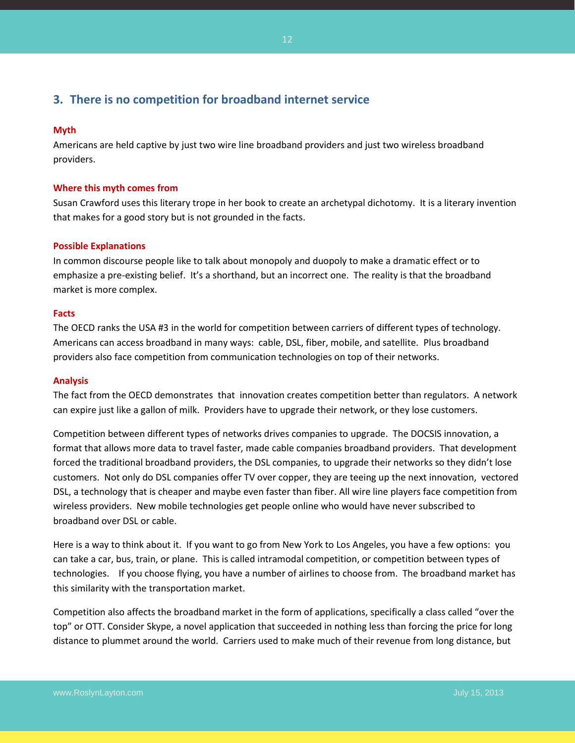## 3. There is no competition for broadband internet service

**Myth**

Americans are held captive by just two wire line broadband providers and just two wireless broadband providers.

**Where this myth comes from**

Susan Crawford uses this literary trope in her book to create an archetypal dichotomy. It is a literary invention that makes for a good story but is not grounded in the facts.

**Possible Explanations**

In common discourse people like to talk about monopoly and duopoly to make a dramatic effect or to emphasize a pre-existing belief. It's a shorthand, but an incorrect one. The reality is that the broadband market is more complex.

**Facts**

The OECD ranks the USA #3 in the world for competition between carriers of different types of technology. Americans can access broadband in many ways: cable, DSL, fiber, mobile, and satellite. Plus broadband providers also face competition from communication technologies on top of their networks.

**Analysis**

The fact from the OECD demonstrates that innovation creates competition better than regulators. A network can expire just like a gallon of milk. Providers have to upgrade their network, or they lose customers.

Competition between different types of networks drives companies to upgrade. The DOCSIS innovation, a format that allows more data to travel faster, made cable companies broadband providers. That development forced the traditional broadband providers, the DSL companies, to upgrade their networks so they didn't lose customers. Not only do DSL companies offer TV over copper, they are teeing up the next innovation, vectored DSL, a technology that is cheaper and maybe even faster than fiber. All wire line players face competition from wireless providers. New mobile technologies get people online who would have never subscribed to broadband over DSL or cable.

Here is a way to think about it. If you want to go from New York to Los Angeles, you have a few options: you can take a car, bus, train, or plane. This is called intramodal competition, or competition between types of technologies. If you choose flying, you have a number of airlines to choose from. The broadband market has this similarity with the transportation market.

Competition also affects the broadband market in the form of applications, specifically a class called "over the top" or OTT. Consider Skype, a novel application that succeeded in nothing less than forcing the price for long distance to plummet around the world. Carriers used to make much of their revenue from long distance, but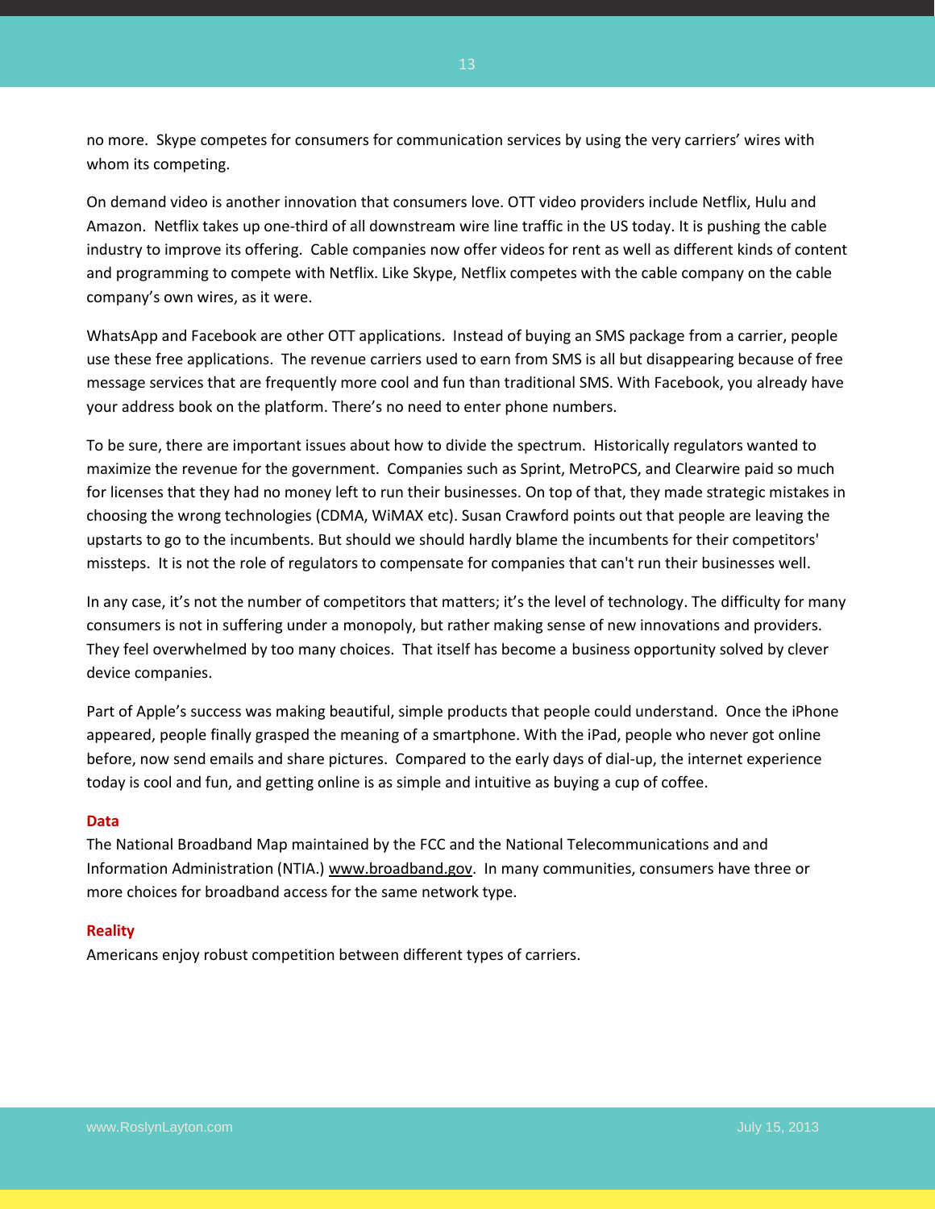no more. Skype competes for consumers for communication services by using the very carriers' wires with whom its competing.

On demand video is another innovation that consumers love. OTT video providers include Netflix, Hulu and Amazon. Netflix takes up one-third of all downstream wire line traffic in the US today. It is pushing the cable industry to improve its offering. Cable companies now offer videos for rent as well as different kinds of content and programming to compete with Netflix. Like Skype, Netflix competes with the cable company on the cable company's own wires, as it were.

WhatsApp and Facebook are other OTT applications. Instead of buying an SMS package from a carrier, people use these free applications. The revenue carriers used to earn from SMS is all but disappearing because of free message services that are frequently more cool and fun than traditional SMS. With Facebook, you already have your address book on the platform. There's no need to enter phone numbers.

To be sure, there are important issues about how to divide the spectrum. Historically regulators wanted to maximize the revenue for the government. Companies such as Sprint, MetroPCS, and Clearwire paid so much for licenses that they had no money left to run their businesses. On top of that, they made strategic mistakes in choosing the wrong technologies (CDMA, WiMAX etc). Susan Crawford points out that people are leaving the upstarts to go to the incumbents. But should we should hardly blame the incumbents for their competitors' missteps. It is not the role of regulators to compensate for companies that can't run their businesses well.

In any case, it's not the number of competitors that matters; it's the level of technology. The difficulty for many consumers is not in suffering under a monopoly, but rather making sense of new innovations and providers. They feel overwhelmed by too many choices. That itself has become a business opportunity solved by clever device companies.

Part of Apple's success was making beautiful, simple products that people could understand. Once the iPhone appeared, people finally grasped the meaning of a smartphone. With the iPad, people who never got online before, now send emails and share pictures. Compared to the early days of dial-up, the internet experience today is cool and fun, and getting online is as simple and intuitive as buying a cup of coffee.

**Data**

The National Broadband Map maintained by the FCC and the National Telecommunications and and Information Administration (NTIA.) www.broadband.gov. In many communities, consumers have three or more choices for broadband access for the same network type.

**Reality**

Americans enjoy robust competition between different types of carriers.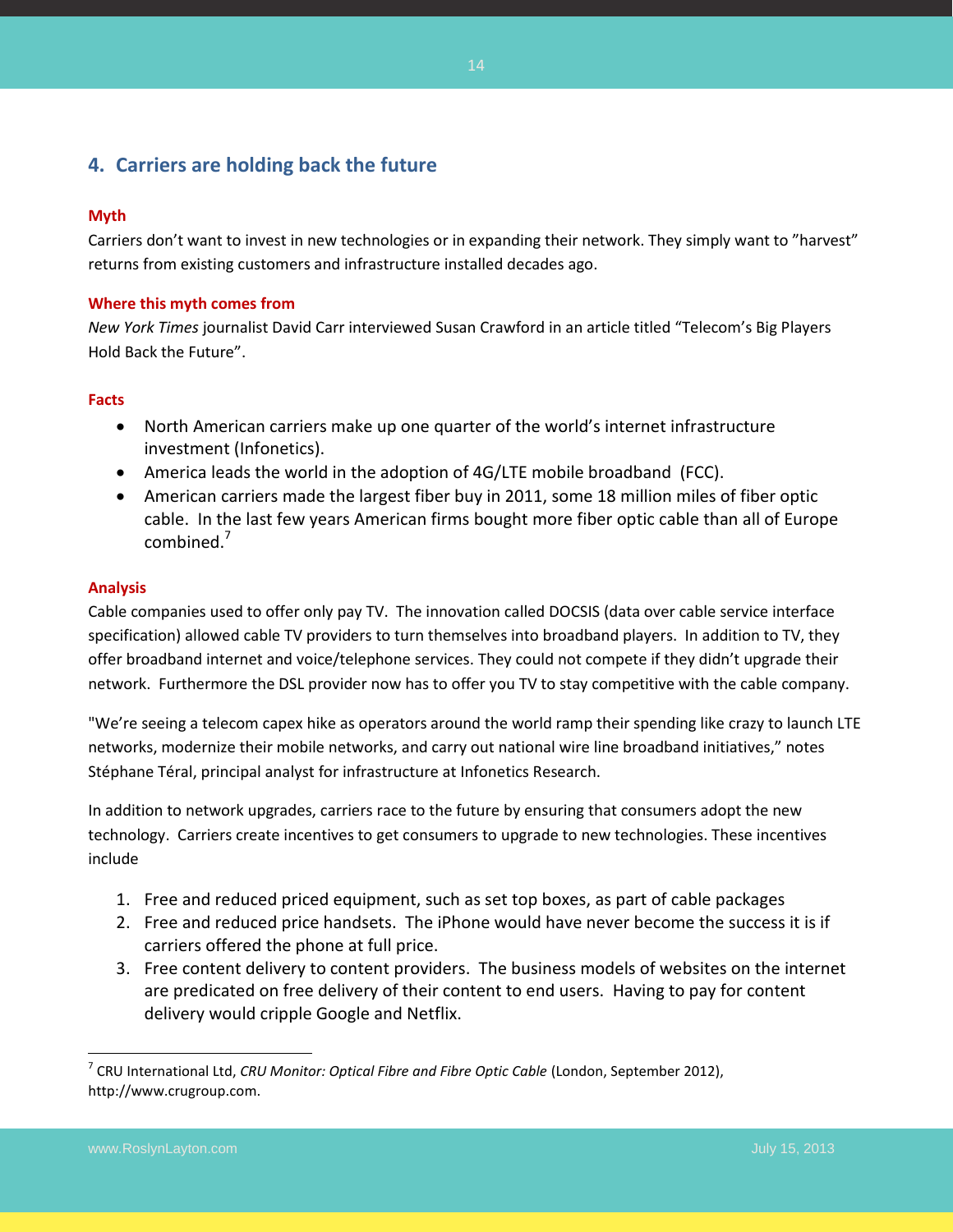## 4. Carriers are holding back the future

**Myth**

Carriers don't want to invest in new technologies or in expanding their network. They simply want to "harvest" returns from existing customers and infrastructure installed decades ago.

**Where this myth comes from**

*New York Times* journalist David Carr interviewed Susan Crawford in an article titled "Telecom's Big Players Hold Back the Future".

**Facts**

- North American carriers make up one quarter of the world's internet infrastructure investment (Infonetics).
- America leads the world in the adoption of 4G/LTE mobile broadband (FCC).
- American carriers made the largest fiber buy in 2011, some 18 million miles of fiber optic cable. In the last few years American firms bought more fiber optic cable than all of Europe combined.[7]

**Analysis**

Cable companies used to offer only pay TV. The innovation called DOCSIS (data over cable service interface specification) allowed cable TV providers to turn themselves into broadband players. In addition to TV, they offer broadband internet and voice/telephone services. They could not compete if they didn't upgrade their network. Furthermore the DSL provider now has to offer you TV to stay competitive with the cable company.

"We're seeing a telecom capex hike as operators around the world ramp their spending like crazy to launch LTE networks, modernize their mobile networks, and carry out national wire line broadband initiatives," notes Stéphane Téral, principal analyst for infrastructure at Infonetics Research.

In addition to network upgrades, carriers race to the future by ensuring that consumers adopt the new technology. Carriers create incentives to get consumers to upgrade to new technologies. These incentives include

1. Free and reduced priced equipment, such as set top boxes, as part of cable packages
2. Free and reduced price handsets. The iPhone would have never become the success it is if carriers offered the phone at full price.
3. Free content delivery to content providers. The business models of websites on the internet are predicated on free delivery of their content to end users. Having to pay for content delivery would cripple Google and Netflix.

---

[7] CRU International Ltd, *CRU Monitor: Optical Fibre and Fibre Optic Cable* (London, September 2012), http://www.crugroup.com.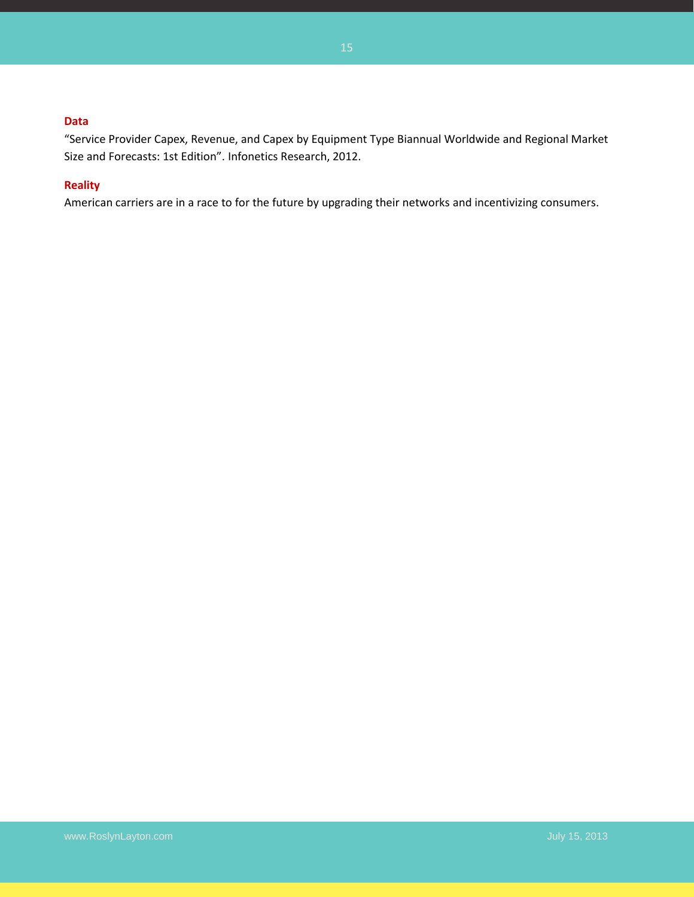**Data**

"Service Provider Capex, Revenue, and Capex by Equipment Type Biannual Worldwide and Regional Market Size and Forecasts: 1st Edition". Infonetics Research, 2012.

**Reality**

American carriers are in a race to for the future by upgrading their networks and incentivizing consumers.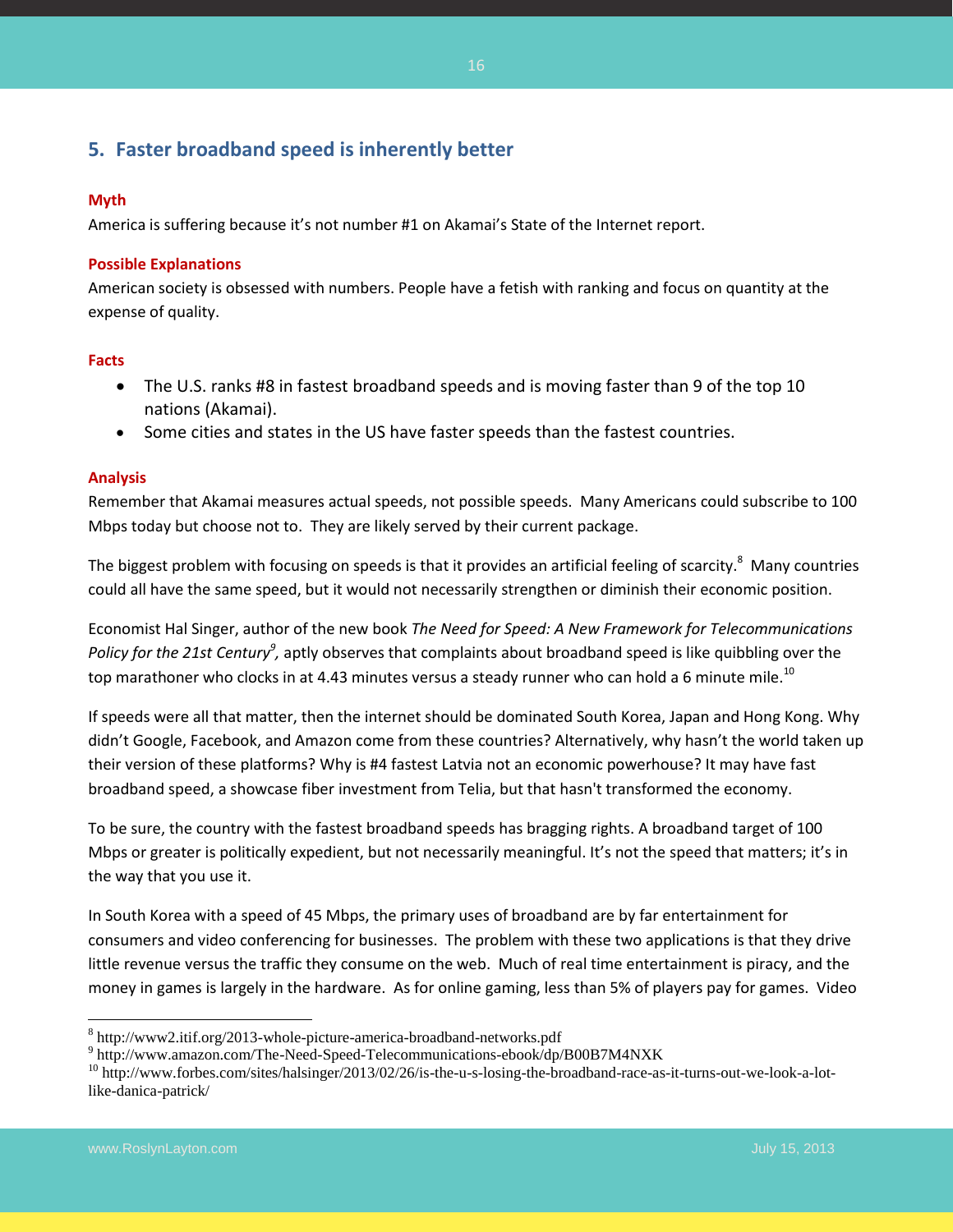## 5. Faster broadband speed is inherently better

**Myth**

America is suffering because it's not number #1 on Akamai's State of the Internet report.

**Possible Explanations**

American society is obsessed with numbers. People have a fetish with ranking and focus on quantity at the expense of quality.

**Facts**

- The U.S. ranks #8 in fastest broadband speeds and is moving faster than 9 of the top 10 nations (Akamai).
- Some cities and states in the US have faster speeds than the fastest countries.

**Analysis**

Remember that Akamai measures actual speeds, not possible speeds. Many Americans could subscribe to 100 Mbps today but choose not to. They are likely served by their current package.

The biggest problem with focusing on speeds is that it provides an artificial feeling of scarcity.[8] Many countries could all have the same speed, but it would not necessarily strengthen or diminish their economic position.

Economist Hal Singer, author of the new book *The Need for Speed: A New Framework for Telecommunications Policy for the 21st Century*[9], aptly observes that complaints about broadband speed is like quibbling over the top marathoner who clocks in at 4.43 minutes versus a steady runner who can hold a 6 minute mile.[10]

If speeds were all that matter, then the internet should be dominated South Korea, Japan and Hong Kong. Why didn't Google, Facebook, and Amazon come from these countries? Alternatively, why hasn't the world taken up their version of these platforms? Why is #4 fastest Latvia not an economic powerhouse? It may have fast broadband speed, a showcase fiber investment from Telia, but that hasn't transformed the economy.

To be sure, the country with the fastest broadband speeds has bragging rights. A broadband target of 100 Mbps or greater is politically expedient, but not necessarily meaningful. It's not the speed that matters; it's in the way that you use it.

In South Korea with a speed of 45 Mbps, the primary uses of broadband are by far entertainment for consumers and video conferencing for businesses. The problem with these two applications is that they drive little revenue versus the traffic they consume on the web. Much of real time entertainment is piracy, and the money in games is largely in the hardware. As for online gaming, less than 5% of players pay for games. Video

---

[8] http://www2.itif.org/2013-whole-picture-america-broadband-networks.pdf

[9] http://www.amazon.com/The-Need-Speed-Telecommunications-ebook/dp/B00B7M4NXK

[10] http://www.forbes.com/sites/halsinger/2013/02/26/is-the-u-s-losing-the-broadband-race-as-it-turns-out-we-look-a-lot-like-danica-patrick/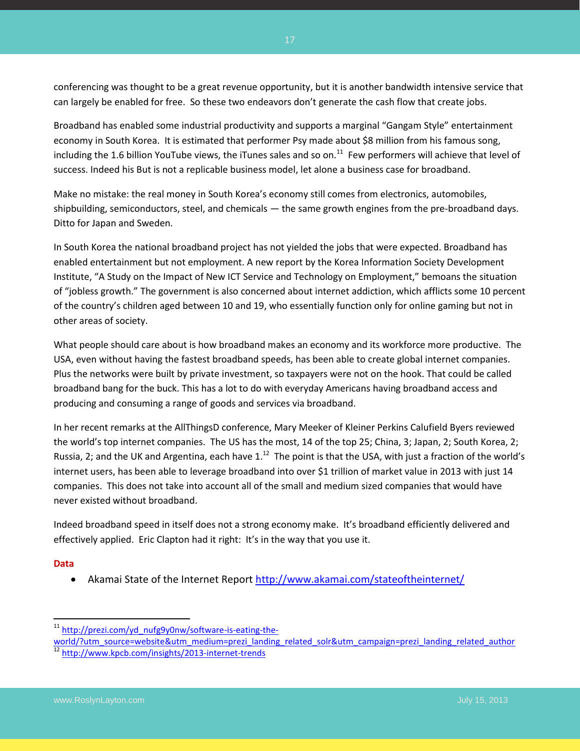conferencing was thought to be a great revenue opportunity, but it is another bandwidth intensive service that can largely be enabled for free. So these two endeavors don't generate the cash flow that create jobs.

Broadband has enabled some industrial productivity and supports a marginal "Gangam Style" entertainment economy in South Korea. It is estimated that performer Psy made about $8 million from his famous song, including the 1.6 billion YouTube views, the iTunes sales and so on.[11] Few performers will achieve that level of success. Indeed his But is not a replicable business model, let alone a business case for broadband.

Make no mistake: the real money in South Korea's economy still comes from electronics, automobiles, shipbuilding, semiconductors, steel, and chemicals — the same growth engines from the pre-broadband days. Ditto for Japan and Sweden.

In South Korea the national broadband project has not yielded the jobs that were expected. Broadband has enabled entertainment but not employment. A new report by the Korea Information Society Development Institute, "A Study on the Impact of New ICT Service and Technology on Employment," bemoans the situation of "jobless growth." The government is also concerned about internet addiction, which afflicts some 10 percent of the country's children aged between 10 and 19, who essentially function only for online gaming but not in other areas of society.

What people should care about is how broadband makes an economy and its workforce more productive. The USA, even without having the fastest broadband speeds, has been able to create global internet companies. Plus the networks were built by private investment, so taxpayers were not on the hook. That could be called broadband bang for the buck. This has a lot to do with everyday Americans having broadband access and producing and consuming a range of goods and services via broadband.

In her recent remarks at the AllThingsD conference, Mary Meeker of Kleiner Perkins Calufield Byers reviewed the world's top internet companies. The US has the most, 14 of the top 25; China, 3; Japan, 2; South Korea, 2; Russia, 2; and the UK and Argentina, each have 1.[12] The point is that the USA, with just a fraction of the world's internet users, has been able to leverage broadband into over $1 trillion of market value in 2013 with just 14 companies. This does not take into account all of the small and medium sized companies that would have never existed without broadband.

Indeed broadband speed in itself does not a strong economy make. It's broadband efficiently delivered and effectively applied. Eric Clapton had it right: It's in the way that you use it.

**Data**

- Akamai State of the Internet Report http://www.akamai.com/stateoftheinternet/

---

[11] http://prezi.com/yd_nufg9y0nw/software-is-eating-the-world/?utm_source=website&utm_medium=prezi_landing_related_solr&utm_campaign=prezi_landing_related_author

[12] http://www.kpcb.com/insights/2013-internet-trends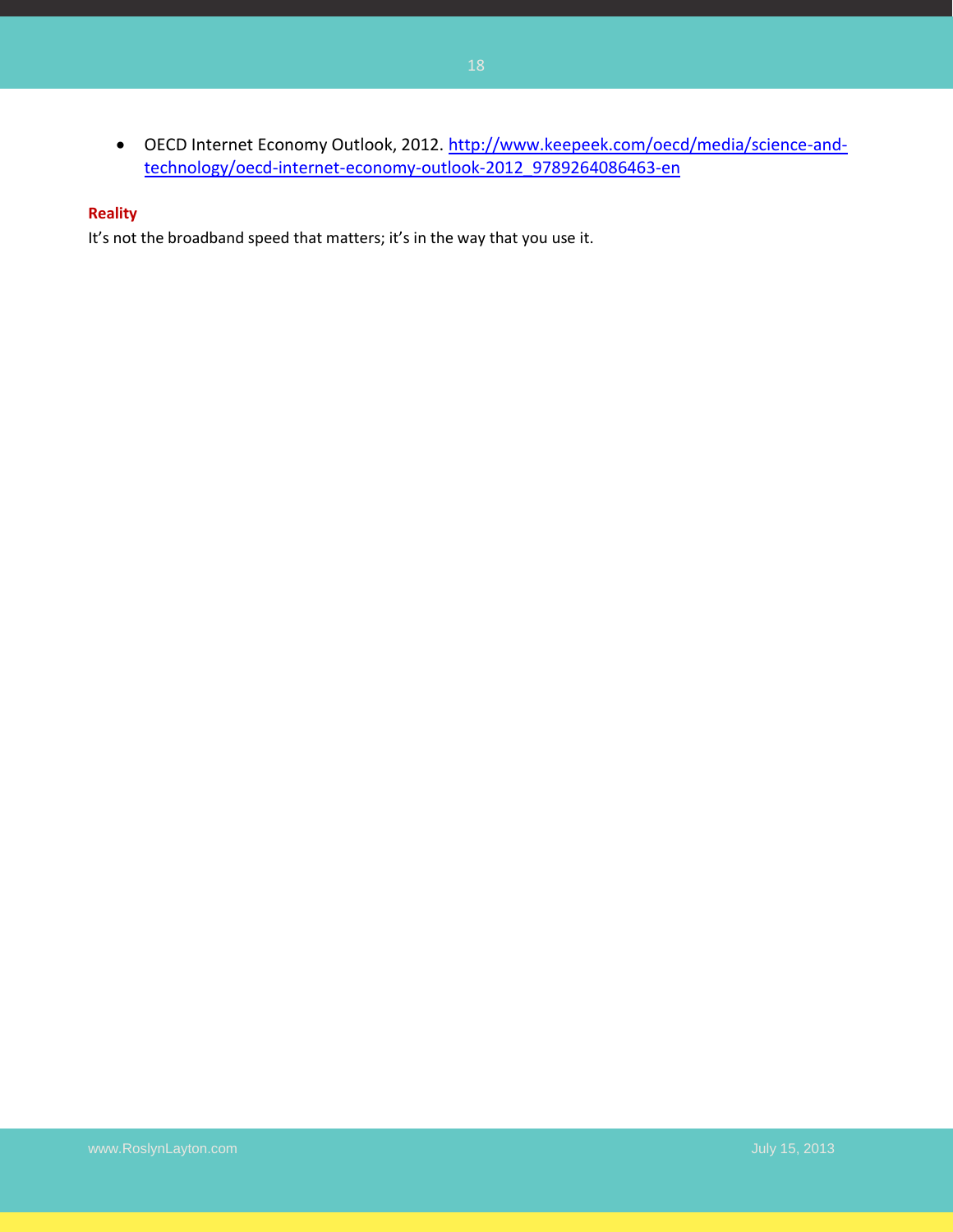- OECD Internet Economy Outlook, 2012. [http://www.keepeek.com/oecd/media/science-and-technology/oecd-internet-economy-outlook-2012_9789264086463-en](http://www.keepeek.com/oecd/media/science-and-technology/oecd-internet-economy-outlook-2012_9789264086463-en)

**Reality**

It's not the broadband speed that matters; it's in the way that you use it.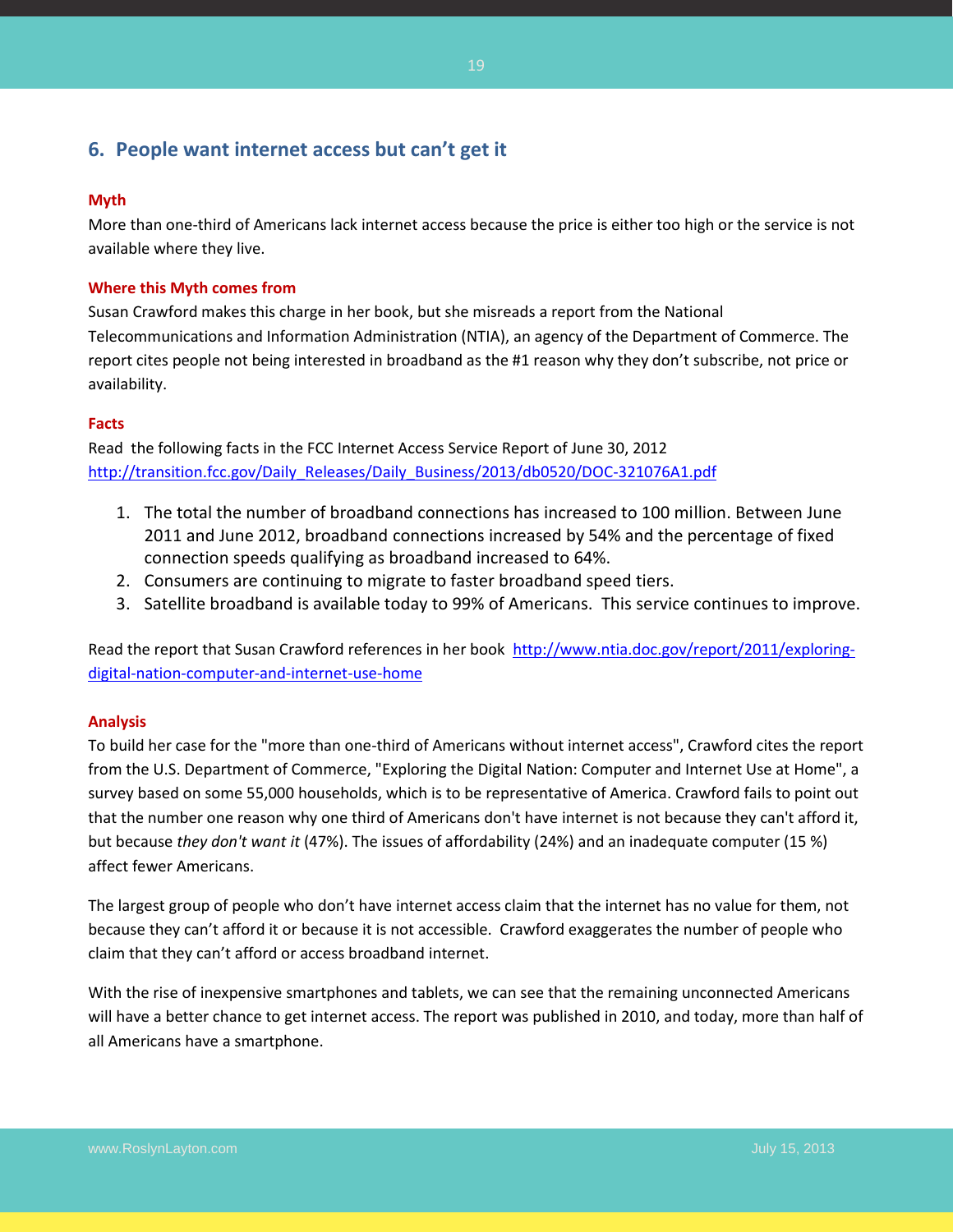## 6. People want internet access but can't get it

**Myth**

More than one-third of Americans lack internet access because the price is either too high or the service is not available where they live.

**Where this Myth comes from**

Susan Crawford makes this charge in her book, but she misreads a report from the National Telecommunications and Information Administration (NTIA), an agency of the Department of Commerce. The report cites people not being interested in broadband as the #1 reason why they don't subscribe, not price or availability.

**Facts**

Read the following facts in the FCC Internet Access Service Report of June 30, 2012
[http://transition.fcc.gov/Daily_Releases/Daily_Business/2013/db0520/DOC-321076A1.pdf](http://transition.fcc.gov/Daily_Releases/Daily_Business/2013/db0520/DOC-321076A1.pdf)

1. The total the number of broadband connections has increased to 100 million. Between June 2011 and June 2012, broadband connections increased by 54% and the percentage of fixed connection speeds qualifying as broadband increased to 64%.
2. Consumers are continuing to migrate to faster broadband speed tiers.
3. Satellite broadband is available today to 99% of Americans. This service continues to improve.

Read the report that Susan Crawford references in her book [http://www.ntia.doc.gov/report/2011/exploring-digital-nation-computer-and-internet-use-home](http://www.ntia.doc.gov/report/2011/exploring-digital-nation-computer-and-internet-use-home)

**Analysis**

To build her case for the "more than one-third of Americans without internet access", Crawford cites the report from the U.S. Department of Commerce, "Exploring the Digital Nation: Computer and Internet Use at Home", a survey based on some 55,000 households, which is to be representative of America. Crawford fails to point out that the number one reason why one third of Americans don't have internet is not because they can't afford it, but because *they don't want it* (47%). The issues of affordability (24%) and an inadequate computer (15 %) affect fewer Americans.

The largest group of people who don't have internet access claim that the internet has no value for them, not because they can't afford it or because it is not accessible. Crawford exaggerates the number of people who claim that they can't afford or access broadband internet.

With the rise of inexpensive smartphones and tablets, we can see that the remaining unconnected Americans will have a better chance to get internet access. The report was published in 2010, and today, more than half of all Americans have a smartphone.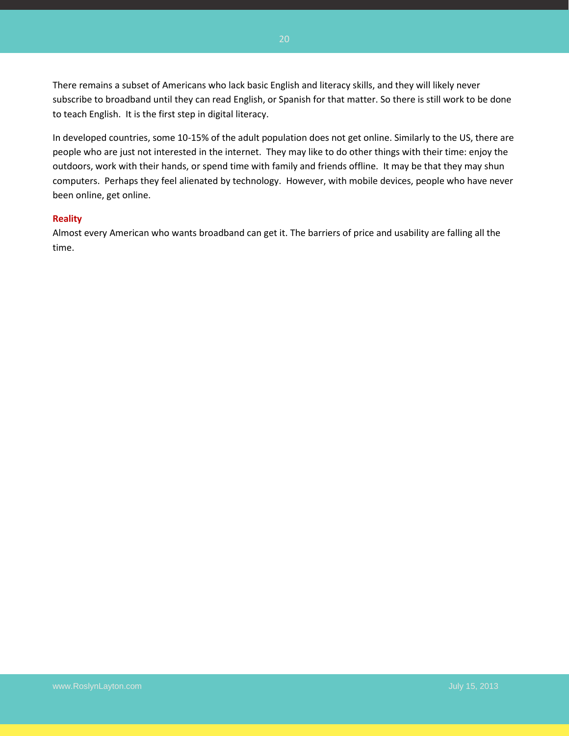There remains a subset of Americans who lack basic English and literacy skills, and they will likely never subscribe to broadband until they can read English, or Spanish for that matter. So there is still work to be done to teach English.  It is the first step in digital literacy.

In developed countries, some 10-15% of the adult population does not get online. Similarly to the US, there are people who are just not interested in the internet.  They may like to do other things with their time: enjoy the outdoors, work with their hands, or spend time with family and friends offline.  It may be that they may shun computers.  Perhaps they feel alienated by technology.  However, with mobile devices, people who have never been online, get online.

**Reality**

Almost every American who wants broadband can get it. The barriers of price and usability are falling all the time.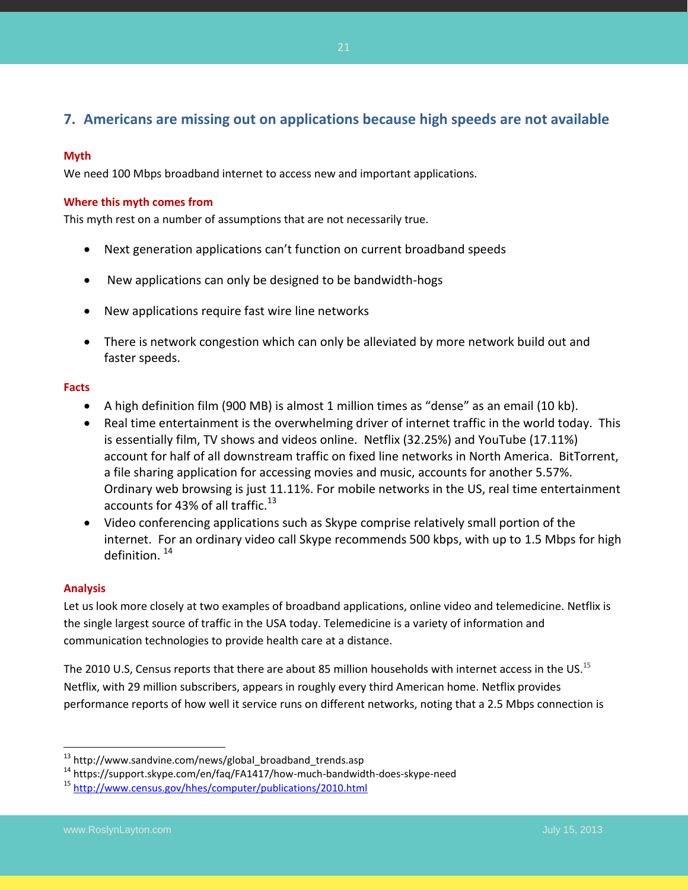## 7. Americans are missing out on applications because high speeds are not available

**Myth**

We need 100 Mbps broadband internet to access new and important applications.

**Where this myth comes from**

This myth rest on a number of assumptions that are not necessarily true.

- Next generation applications can't function on current broadband speeds
- New applications can only be designed to be bandwidth-hogs
- New applications require fast wire line networks
- There is network congestion which can only be alleviated by more network build out and faster speeds.

**Facts**

- A high definition film (900 MB) is almost 1 million times as "dense" as an email (10 kb).
- Real time entertainment is the overwhelming driver of internet traffic in the world today. This is essentially film, TV shows and videos online. Netflix (32.25%) and YouTube (17.11%) account for half of all downstream traffic on fixed line networks in North America. BitTorrent, a file sharing application for accessing movies and music, accounts for another 5.57%. Ordinary web browsing is just 11.11%. For mobile networks in the US, real time entertainment accounts for 43% of all traffic.[13]
- Video conferencing applications such as Skype comprise relatively small portion of the internet. For an ordinary video call Skype recommends 500 kbps, with up to 1.5 Mbps for high definition. [14]

**Analysis**

Let us look more closely at two examples of broadband applications, online video and telemedicine. Netflix is the single largest source of traffic in the USA today. Telemedicine is a variety of information and communication technologies to provide health care at a distance.

The 2010 U.S, Census reports that there are about 85 million households with internet access in the US.[15] Netflix, with 29 million subscribers, appears in roughly every third American home. Netflix provides performance reports of how well it service runs on different networks, noting that a 2.5 Mbps connection is

---

[13] http://www.sandvine.com/news/global_broadband_trends.asp

[14] https://support.skype.com/en/faq/FA1417/how-much-bandwidth-does-skype-need

[15] http://www.census.gov/hhes/computer/publications/2010.html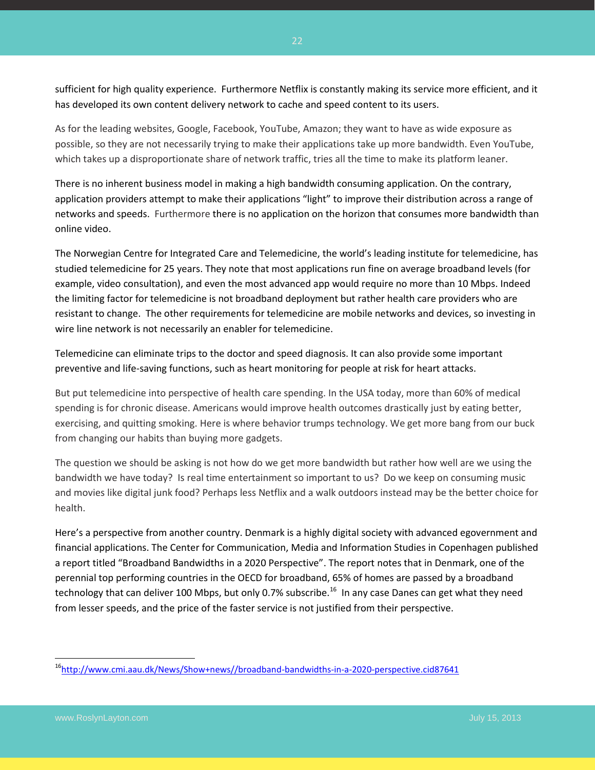sufficient for high quality experience. Furthermore Netflix is constantly making its service more efficient, and it has developed its own content delivery network to cache and speed content to its users.

As for the leading websites, Google, Facebook, YouTube, Amazon; they want to have as wide exposure as possible, so they are not necessarily trying to make their applications take up more bandwidth. Even YouTube, which takes up a disproportionate share of network traffic, tries all the time to make its platform leaner.

There is no inherent business model in making a high bandwidth consuming application. On the contrary, application providers attempt to make their applications "light" to improve their distribution across a range of networks and speeds. Furthermore there is no application on the horizon that consumes more bandwidth than online video.

The Norwegian Centre for Integrated Care and Telemedicine, the world's leading institute for telemedicine, has studied telemedicine for 25 years. They note that most applications run fine on average broadband levels (for example, video consultation), and even the most advanced app would require no more than 10 Mbps. Indeed the limiting factor for telemedicine is not broadband deployment but rather health care providers who are resistant to change. The other requirements for telemedicine are mobile networks and devices, so investing in wire line network is not necessarily an enabler for telemedicine.

Telemedicine can eliminate trips to the doctor and speed diagnosis. It can also provide some important preventive and life-saving functions, such as heart monitoring for people at risk for heart attacks.

But put telemedicine into perspective of health care spending. In the USA today, more than 60% of medical spending is for chronic disease. Americans would improve health outcomes drastically just by eating better, exercising, and quitting smoking. Here is where behavior trumps technology. We get more bang from our buck from changing our habits than buying more gadgets.

The question we should be asking is not how do we get more bandwidth but rather how well are we using the bandwidth we have today? Is real time entertainment so important to us? Do we keep on consuming music and movies like digital junk food? Perhaps less Netflix and a walk outdoors instead may be the better choice for health.

Here's a perspective from another country. Denmark is a highly digital society with advanced egovernment and financial applications. The Center for Communication, Media and Information Studies in Copenhagen published a report titled "Broadband Bandwidths in a 2020 Perspective". The report notes that in Denmark, one of the perennial top performing countries in the OECD for broadband, 65% of homes are passed by a broadband technology that can deliver 100 Mbps, but only 0.7% subscribe.[16] In any case Danes can get what they need from lesser speeds, and the price of the faster service is not justified from their perspective.

---

[16] http://www.cmi.aau.dk/News/Show+news//broadband-bandwidths-in-a-2020-perspective.cid87641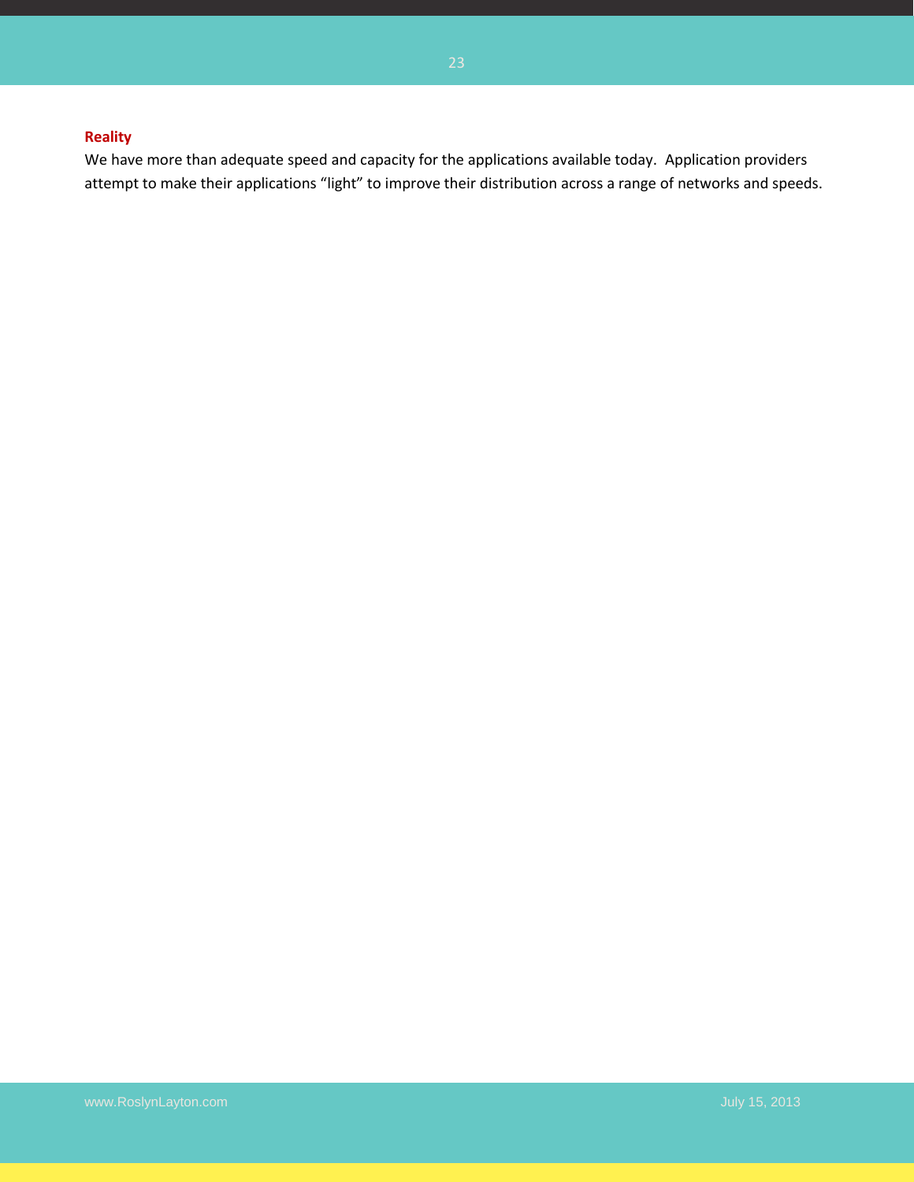**Reality**

We have more than adequate speed and capacity for the applications available today. Application providers attempt to make their applications “light” to improve their distribution across a range of networks and speeds.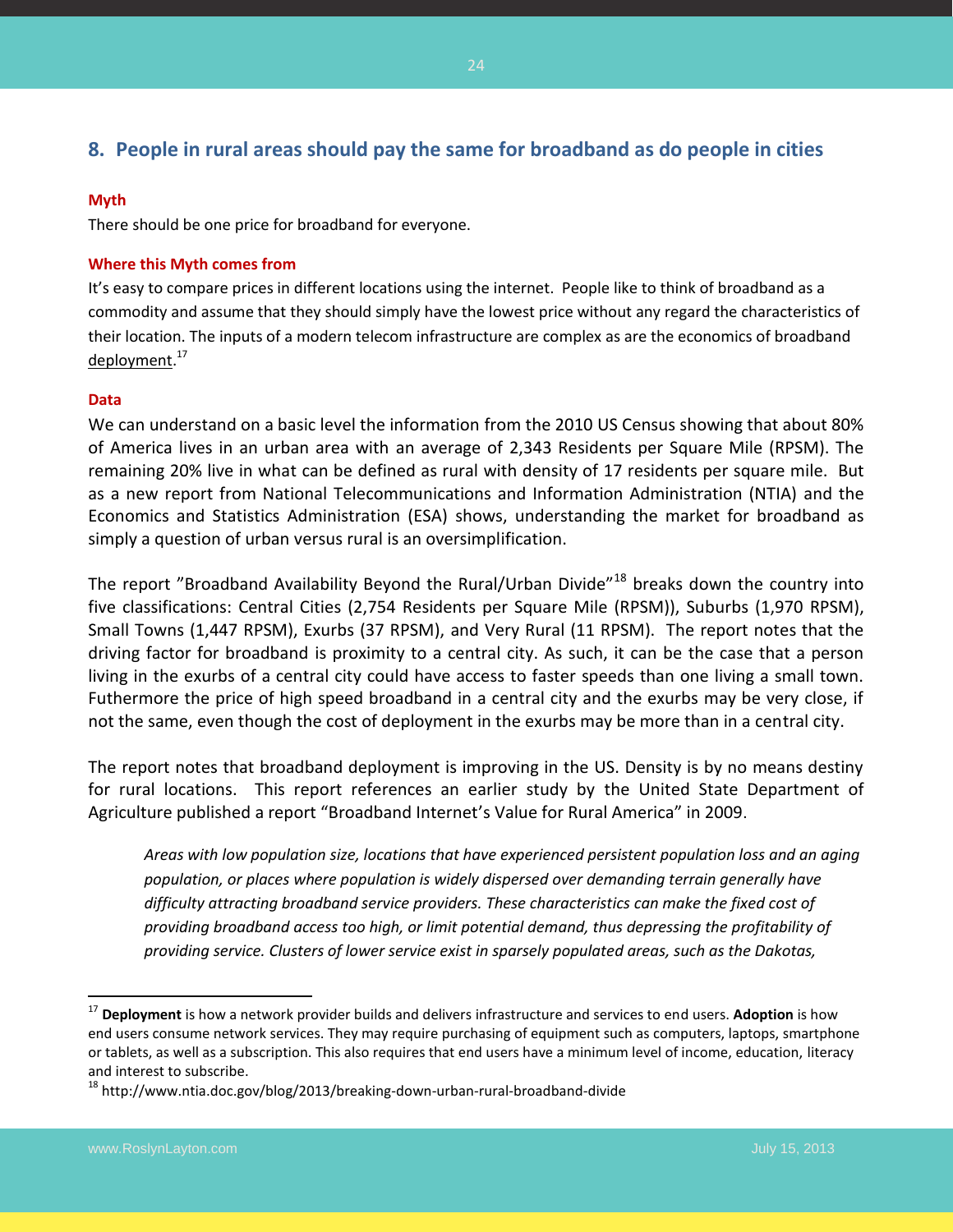## 8. People in rural areas should pay the same for broadband as do people in cities

**Myth**

There should be one price for broadband for everyone.

**Where this Myth comes from**

It's easy to compare prices in different locations using the internet. People like to think of broadband as a commodity and assume that they should simply have the lowest price without any regard the characteristics of their location. The inputs of a modern telecom infrastructure are complex as are the economics of broadband deployment.[17]

**Data**

We can understand on a basic level the information from the 2010 US Census showing that about 80% of America lives in an urban area with an average of 2,343 Residents per Square Mile (RPSM). The remaining 20% live in what can be defined as rural with density of 17 residents per square mile. But as a new report from National Telecommunications and Information Administration (NTIA) and the Economics and Statistics Administration (ESA) shows, understanding the market for broadband as simply a question of urban versus rural is an oversimplification.

The report "Broadband Availability Beyond the Rural/Urban Divide"[18] breaks down the country into five classifications: Central Cities (2,754 Residents per Square Mile (RPSM)), Suburbs (1,970 RPSM), Small Towns (1,447 RPSM), Exurbs (37 RPSM), and Very Rural (11 RPSM). The report notes that the driving factor for broadband is proximity to a central city. As such, it can be the case that a person living in the exurbs of a central city could have access to faster speeds than one living a small town. Futhermore the price of high speed broadband in a central city and the exurbs may be very close, if not the same, even though the cost of deployment in the exurbs may be more than in a central city.

The report notes that broadband deployment is improving in the US. Density is by no means destiny for rural locations. This report references an earlier study by the United State Department of Agriculture published a report "Broadband Internet's Value for Rural America" in 2009.

> *Areas with low population size, locations that have experienced persistent population loss and an aging population, or places where population is widely dispersed over demanding terrain generally have difficulty attracting broadband service providers. These characteristics can make the fixed cost of providing broadband access too high, or limit potential demand, thus depressing the profitability of providing service. Clusters of lower service exist in sparsely populated areas, such as the Dakotas,*

---

[17] **Deployment** is how a network provider builds and delivers infrastructure and services to end users. **Adoption** is how end users consume network services. They may require purchasing of equipment such as computers, laptops, smartphone or tablets, as well as a subscription. This also requires that end users have a minimum level of income, education, literacy and interest to subscribe.

[18] http://www.ntia.doc.gov/blog/2013/breaking-down-urban-rural-broadband-divide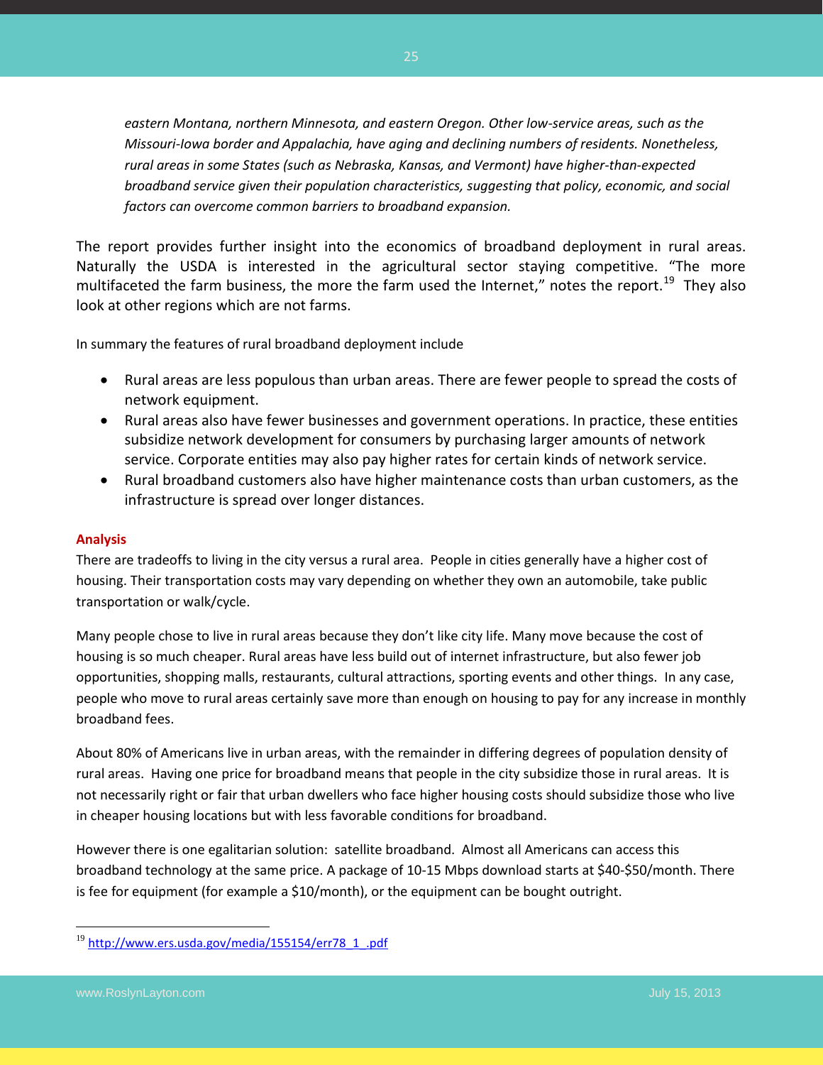*eastern Montana, northern Minnesota, and eastern Oregon. Other low-service areas, such as the Missouri-Iowa border and Appalachia, have aging and declining numbers of residents. Nonetheless, rural areas in some States (such as Nebraska, Kansas, and Vermont) have higher-than-expected broadband service given their population characteristics, suggesting that policy, economic, and social factors can overcome common barriers to broadband expansion.*

The report provides further insight into the economics of broadband deployment in rural areas. Naturally the USDA is interested in the agricultural sector staying competitive. "The more multifaceted the farm business, the more the farm used the Internet," notes the report.[19] They also look at other regions which are not farms.

In summary the features of rural broadband deployment include

- Rural areas are less populous than urban areas. There are fewer people to spread the costs of network equipment.
- Rural areas also have fewer businesses and government operations. In practice, these entities subsidize network development for consumers by purchasing larger amounts of network service. Corporate entities may also pay higher rates for certain kinds of network service.
- Rural broadband customers also have higher maintenance costs than urban customers, as the infrastructure is spread over longer distances.

### Analysis

There are tradeoffs to living in the city versus a rural area. People in cities generally have a higher cost of housing. Their transportation costs may vary depending on whether they own an automobile, take public transportation or walk/cycle.

Many people chose to live in rural areas because they don't like city life. Many move because the cost of housing is so much cheaper. Rural areas have less build out of internet infrastructure, but also fewer job opportunities, shopping malls, restaurants, cultural attractions, sporting events and other things. In any case, people who move to rural areas certainly save more than enough on housing to pay for any increase in monthly broadband fees.

About 80% of Americans live in urban areas, with the remainder in differing degrees of population density of rural areas. Having one price for broadband means that people in the city subsidize those in rural areas. It is not necessarily right or fair that urban dwellers who face higher housing costs should subsidize those who live in cheaper housing locations but with less favorable conditions for broadband.

However there is one egalitarian solution: satellite broadband. Almost all Americans can access this broadband technology at the same price. A package of 10-15 Mbps download starts at $40-$50/month. There is fee for equipment (for example a $10/month), or the equipment can be bought outright.

[19] http://www.ers.usda.gov/media/155154/err78_1_.pdf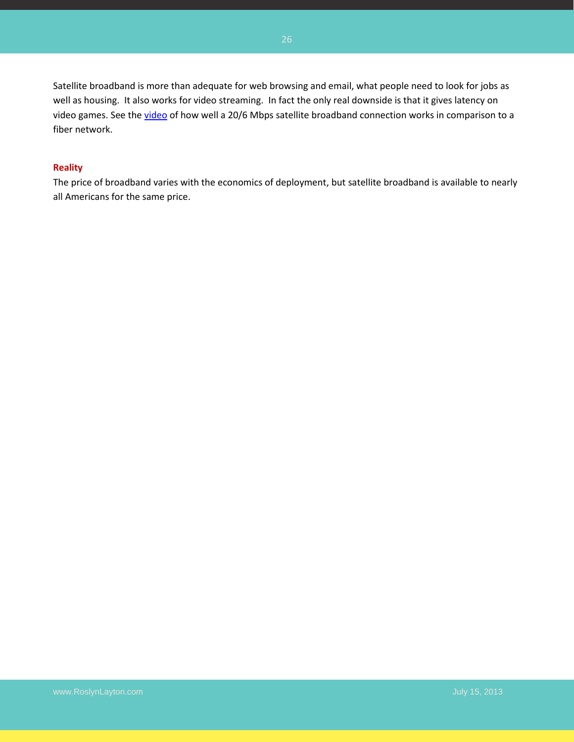Satellite broadband is more than adequate for web browsing and email, what people need to look for jobs as well as housing. It also works for video streaming. In fact the only real downside is that it gives latency on video games. See the video of how well a 20/6 Mbps satellite broadband connection works in comparison to a fiber network.

**Reality**

The price of broadband varies with the economics of deployment, but satellite broadband is available to nearly all Americans for the same price.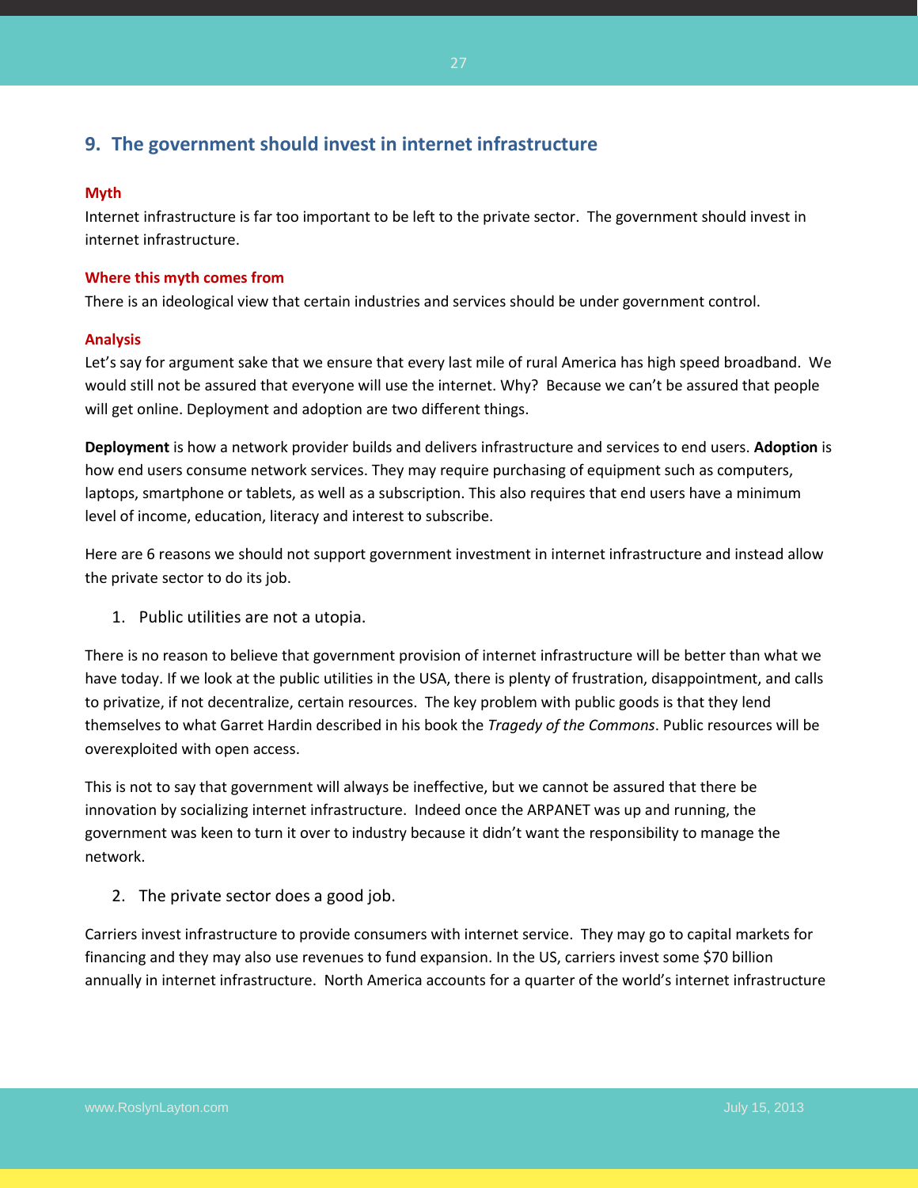## 9. The government should invest in internet infrastructure

**Myth**

Internet infrastructure is far too important to be left to the private sector. The government should invest in internet infrastructure.

**Where this myth comes from**

There is an ideological view that certain industries and services should be under government control.

**Analysis**

Let's say for argument sake that we ensure that every last mile of rural America has high speed broadband. We would still not be assured that everyone will use the internet. Why? Because we can't be assured that people will get online. Deployment and adoption are two different things.

**Deployment** is how a network provider builds and delivers infrastructure and services to end users. **Adoption** is how end users consume network services. They may require purchasing of equipment such as computers, laptops, smartphone or tablets, as well as a subscription. This also requires that end users have a minimum level of income, education, literacy and interest to subscribe.

Here are 6 reasons we should not support government investment in internet infrastructure and instead allow the private sector to do its job.

1. Public utilities are not a utopia.

There is no reason to believe that government provision of internet infrastructure will be better than what we have today. If we look at the public utilities in the USA, there is plenty of frustration, disappointment, and calls to privatize, if not decentralize, certain resources. The key problem with public goods is that they lend themselves to what Garret Hardin described in his book the *Tragedy of the Commons*. Public resources will be overexploited with open access.

This is not to say that government will always be ineffective, but we cannot be assured that there be innovation by socializing internet infrastructure. Indeed once the ARPANET was up and running, the government was keen to turn it over to industry because it didn't want the responsibility to manage the network.

2. The private sector does a good job.

Carriers invest infrastructure to provide consumers with internet service. They may go to capital markets for financing and they may also use revenues to fund expansion. In the US, carriers invest some $70 billion annually in internet infrastructure. North America accounts for a quarter of the world's internet infrastructure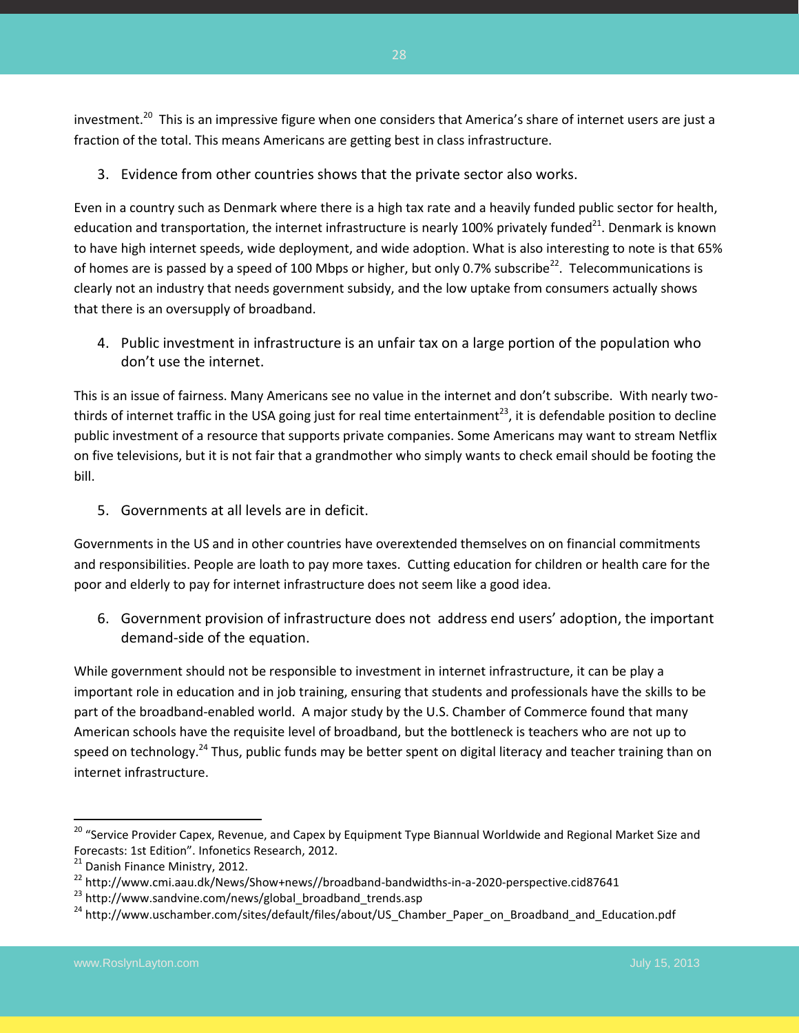investment.[20] This is an impressive figure when one considers that America's share of internet users are just a fraction of the total. This means Americans are getting best in class infrastructure.

3. Evidence from other countries shows that the private sector also works.

Even in a country such as Denmark where there is a high tax rate and a heavily funded public sector for health, education and transportation, the internet infrastructure is nearly 100% privately funded[21]. Denmark is known to have high internet speeds, wide deployment, and wide adoption. What is also interesting to note is that 65% of homes are is passed by a speed of 100 Mbps or higher, but only 0.7% subscribe[22]. Telecommunications is clearly not an industry that needs government subsidy, and the low uptake from consumers actually shows that there is an oversupply of broadband.

4. Public investment in infrastructure is an unfair tax on a large portion of the population who don't use the internet.

This is an issue of fairness. Many Americans see no value in the internet and don't subscribe. With nearly two-thirds of internet traffic in the USA going just for real time entertainment[23], it is defendable position to decline public investment of a resource that supports private companies. Some Americans may want to stream Netflix on five televisions, but it is not fair that a grandmother who simply wants to check email should be footing the bill.

5. Governments at all levels are in deficit.

Governments in the US and in other countries have overextended themselves on on financial commitments and responsibilities. People are loath to pay more taxes. Cutting education for children or health care for the poor and elderly to pay for internet infrastructure does not seem like a good idea.

6. Government provision of infrastructure does not address end users' adoption, the important demand-side of the equation.

While government should not be responsible to investment in internet infrastructure, it can be play a important role in education and in job training, ensuring that students and professionals have the skills to be part of the broadband-enabled world. A major study by the U.S. Chamber of Commerce found that many American schools have the requisite level of broadband, but the bottleneck is teachers who are not up to speed on technology.[24] Thus, public funds may be better spent on digital literacy and teacher training than on internet infrastructure.

---

[20] "Service Provider Capex, Revenue, and Capex by Equipment Type Biannual Worldwide and Regional Market Size and Forecasts: 1st Edition". Infonetics Research, 2012.

[21] Danish Finance Ministry, 2012.

[22] http://www.cmi.aau.dk/News/Show+news//broadband-bandwidths-in-a-2020-perspective.cid87641

[23] http://www.sandvine.com/news/global_broadband_trends.asp

[24] http://www.uschamber.com/sites/default/files/about/US_Chamber_Paper_on_Broadband_and_Education.pdf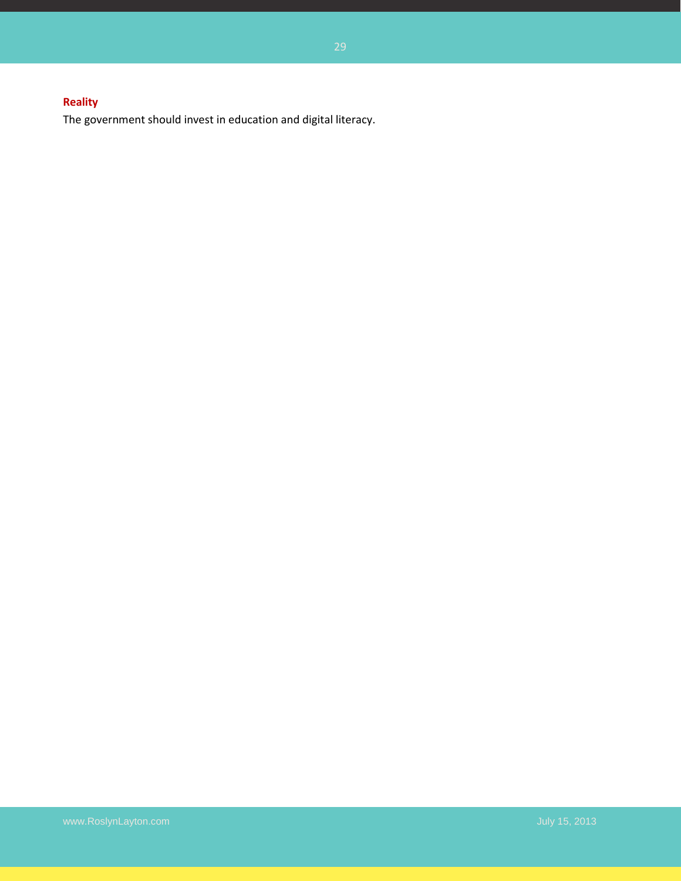**Reality**

The government should invest in education and digital literacy.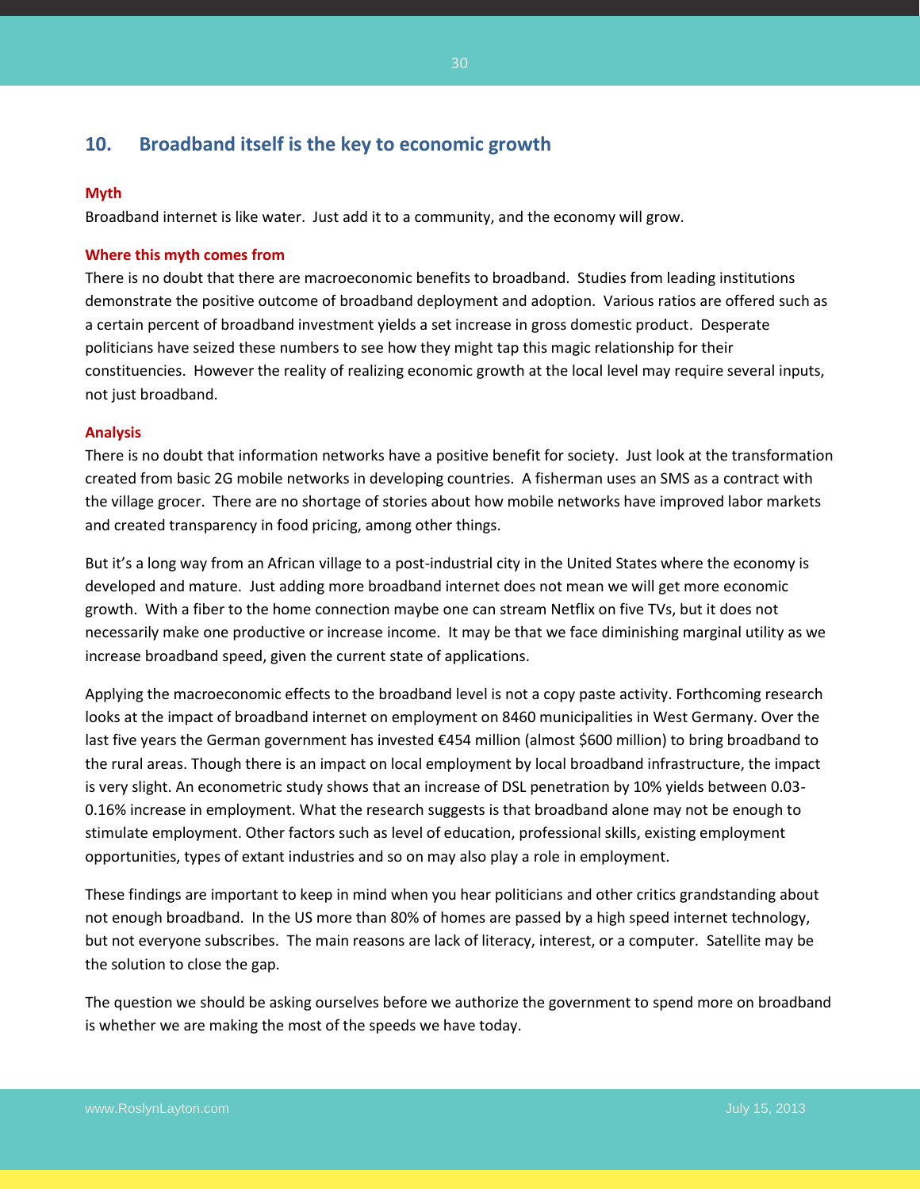## 10. Broadband itself is the key to economic growth

**Myth**

Broadband internet is like water. Just add it to a community, and the economy will grow.

**Where this myth comes from**

There is no doubt that there are macroeconomic benefits to broadband. Studies from leading institutions demonstrate the positive outcome of broadband deployment and adoption. Various ratios are offered such as a certain percent of broadband investment yields a set increase in gross domestic product. Desperate politicians have seized these numbers to see how they might tap this magic relationship for their constituencies. However the reality of realizing economic growth at the local level may require several inputs, not just broadband.

**Analysis**

There is no doubt that information networks have a positive benefit for society. Just look at the transformation created from basic 2G mobile networks in developing countries. A fisherman uses an SMS as a contract with the village grocer. There are no shortage of stories about how mobile networks have improved labor markets and created transparency in food pricing, among other things.

But it's a long way from an African village to a post-industrial city in the United States where the economy is developed and mature. Just adding more broadband internet does not mean we will get more economic growth. With a fiber to the home connection maybe one can stream Netflix on five TVs, but it does not necessarily make one productive or increase income. It may be that we face diminishing marginal utility as we increase broadband speed, given the current state of applications.

Applying the macroeconomic effects to the broadband level is not a copy paste activity. Forthcoming research looks at the impact of broadband internet on employment on 8460 municipalities in West Germany. Over the last five years the German government has invested €454 million (almost $600 million) to bring broadband to the rural areas. Though there is an impact on local employment by local broadband infrastructure, the impact is very slight. An econometric study shows that an increase of DSL penetration by 10% yields between 0.03-0.16% increase in employment. What the research suggests is that broadband alone may not be enough to stimulate employment. Other factors such as level of education, professional skills, existing employment opportunities, types of extant industries and so on may also play a role in employment.

These findings are important to keep in mind when you hear politicians and other critics grandstanding about not enough broadband. In the US more than 80% of homes are passed by a high speed internet technology, but not everyone subscribes. The main reasons are lack of literacy, interest, or a computer. Satellite may be the solution to close the gap.

The question we should be asking ourselves before we authorize the government to spend more on broadband is whether we are making the most of the speeds we have today.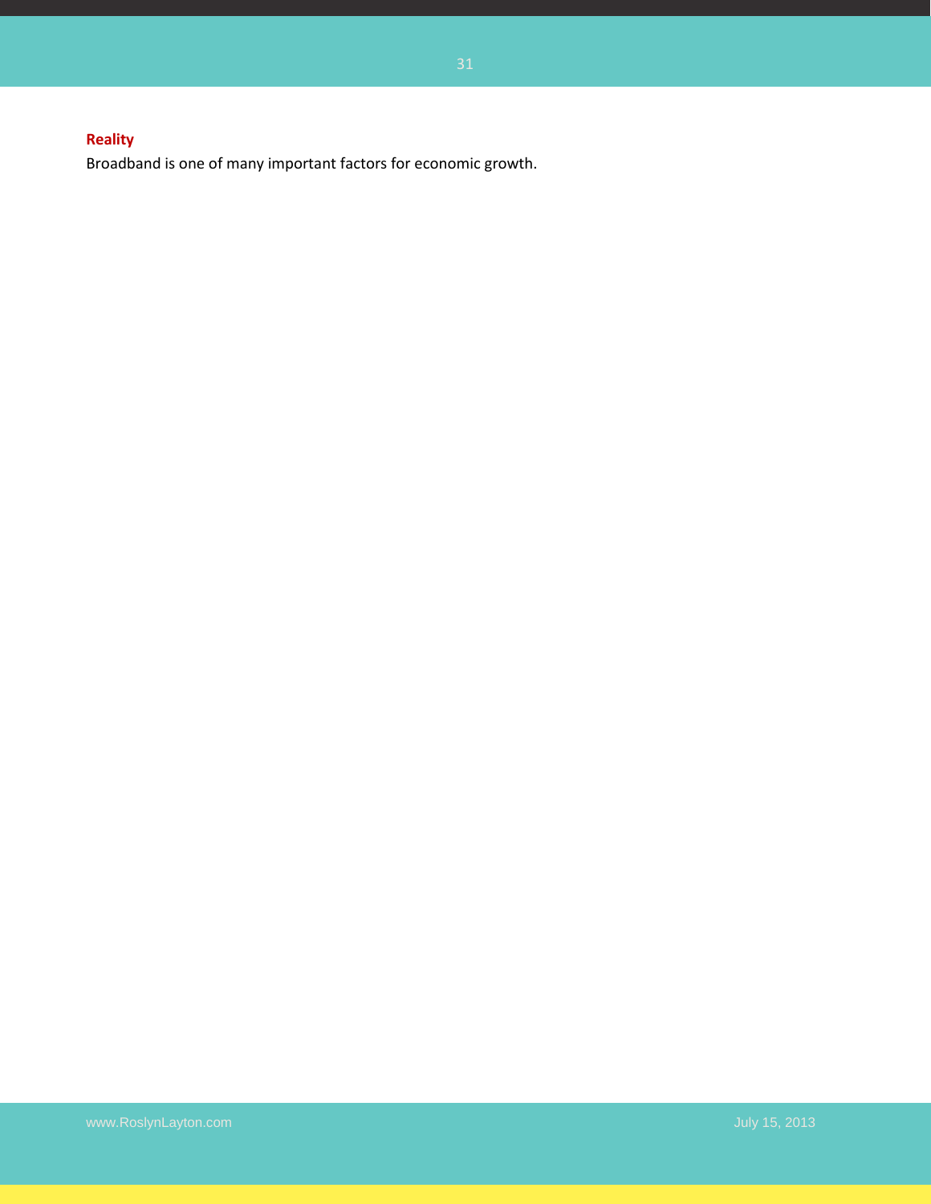**Reality**

Broadband is one of many important factors for economic growth.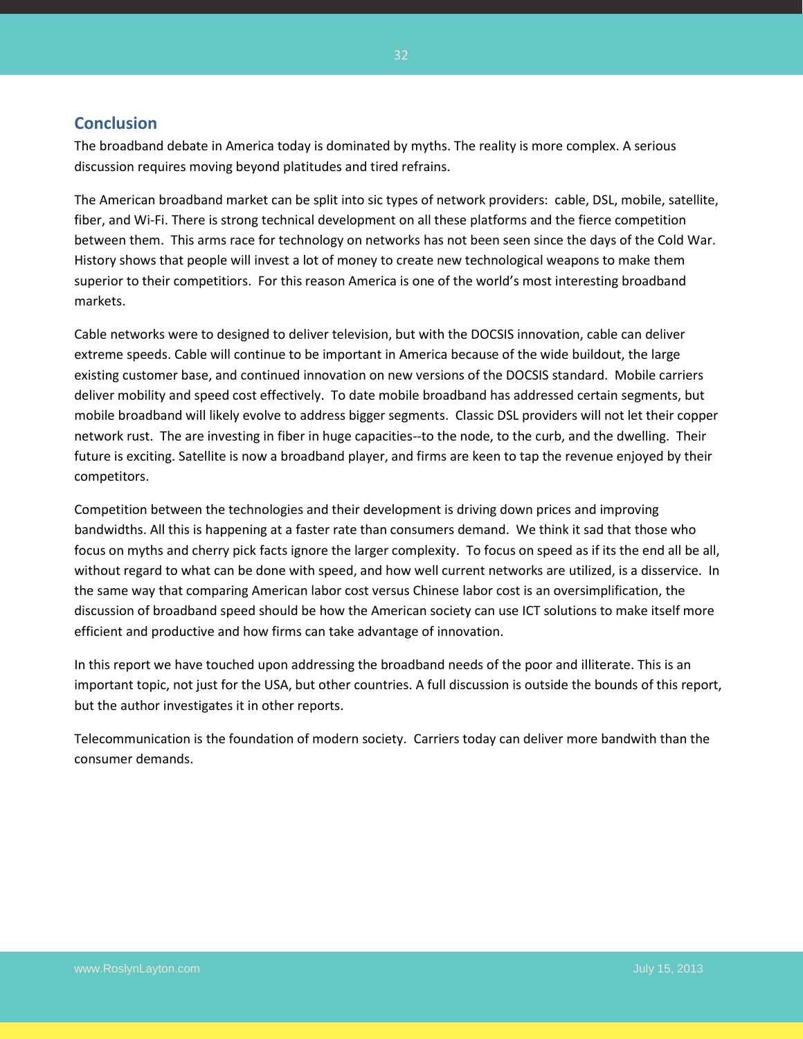## Conclusion

The broadband debate in America today is dominated by myths. The reality is more complex. A serious discussion requires moving beyond platitudes and tired refrains.

The American broadband market can be split into sic types of network providers: cable, DSL, mobile, satellite, fiber, and Wi-Fi. There is strong technical development on all these platforms and the fierce competition between them. This arms race for technology on networks has not been seen since the days of the Cold War. History shows that people will invest a lot of money to create new technological weapons to make them superior to their competitiors. For this reason America is one of the world's most interesting broadband markets.

Cable networks were to designed to deliver television, but with the DOCSIS innovation, cable can deliver extreme speeds. Cable will continue to be important in America because of the wide buildout, the large existing customer base, and continued innovation on new versions of the DOCSIS standard. Mobile carriers deliver mobility and speed cost effectively. To date mobile broadband has addressed certain segments, but mobile broadband will likely evolve to address bigger segments. Classic DSL providers will not let their copper network rust. The are investing in fiber in huge capacities--to the node, to the curb, and the dwelling. Their future is exciting. Satellite is now a broadband player, and firms are keen to tap the revenue enjoyed by their competitors.

Competition between the technologies and their development is driving down prices and improving bandwidths. All this is happening at a faster rate than consumers demand. We think it sad that those who focus on myths and cherry pick facts ignore the larger complexity. To focus on speed as if its the end all be all, without regard to what can be done with speed, and how well current networks are utilized, is a disservice. In the same way that comparing American labor cost versus Chinese labor cost is an oversimplification, the discussion of broadband speed should be how the American society can use ICT solutions to make itself more efficient and productive and how firms can take advantage of innovation.

In this report we have touched upon addressing the broadband needs of the poor and illiterate. This is an important topic, not just for the USA, but other countries. A full discussion is outside the bounds of this report, but the author investigates it in other reports.

Telecommunication is the foundation of modern society. Carriers today can deliver more bandwith than the consumer demands.